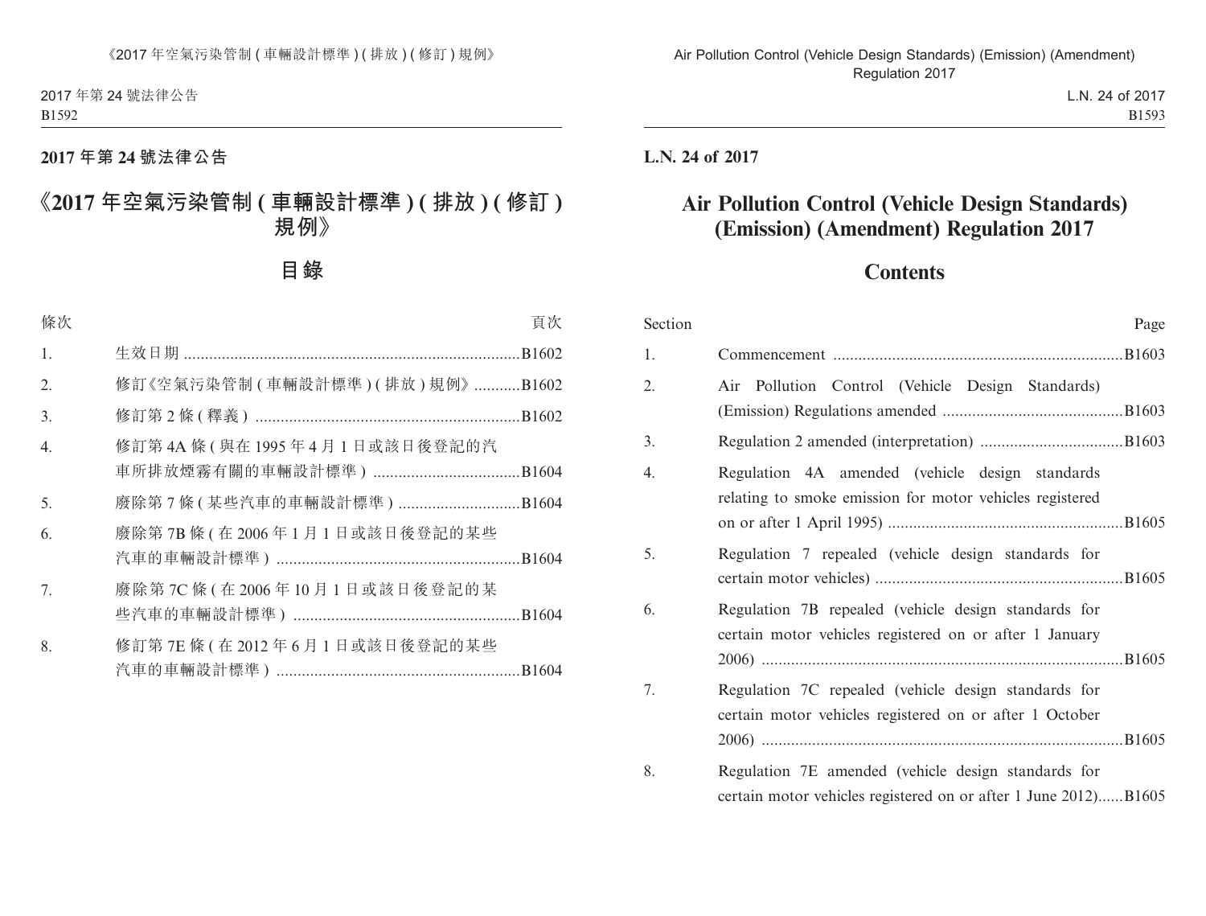**2017 年第 24 號法律公告**

# 《2017 年空氣污染管制 ( 車輛設計標準 ) ( 排放 ) ( 修訂 ) 規例》

## 目錄

| 條次 | | 頁次 |
|---|---|---|
| 1. | 生效日期 | B1602 |
| 2. | 修訂《空氣污染管制 ( 車輛設計標準 ) ( 排放 ) 規例》 | B1602 |
| 3. | 修訂第 2 條 ( 釋義 ) | B1602 |
| 4. | 修訂第 4A 條 ( 與在 1995 年 4 月 1 日或該日後登記的汽車所排放煙霧有關的車輛設計標準 ) | B1604 |
| 5. | 廢除第 7 條 ( 某些汽車的車輛設計標準 ) | B1604 |
| 6. | 廢除第 7B 條 ( 在 2006 年 1 月 1 日或該日後登記的某些汽車的車輛設計標準 ) | B1604 |
| 7. | 廢除第 7C 條 ( 在 2006 年 10 月 1 日或該日後登記的某些汽車的車輛設計標準 ) | B1604 |
| 8. | 修訂第 7E 條 ( 在 2012 年 6 月 1 日或該日後登記的某些汽車的車輛設計標準 ) | B1604 |

**L.N. 24 of 2017**

# Air Pollution Control (Vehicle Design Standards) (Emission) (Amendment) Regulation 2017

## Contents

| Section | | Page |
|---|---|---|
| 1. | Commencement | B1603 |
| 2. | Air Pollution Control (Vehicle Design Standards) (Emission) Regulations amended | B1603 |
| 3. | Regulation 2 amended (interpretation) | B1603 |
| 4. | Regulation 4A amended (vehicle design standards relating to smoke emission for motor vehicles registered on or after 1 April 1995) | B1605 |
| 5. | Regulation 7 repealed (vehicle design standards for certain motor vehicles) | B1605 |
| 6. | Regulation 7B repealed (vehicle design standards for certain motor vehicles registered on or after 1 January 2006) | B1605 |
| 7. | Regulation 7C repealed (vehicle design standards for certain motor vehicles registered on or after 1 October 2006) | B1605 |
| 8. | Regulation 7E amended (vehicle design standards for certain motor vehicles registered on or after 1 June 2012) | B1605 |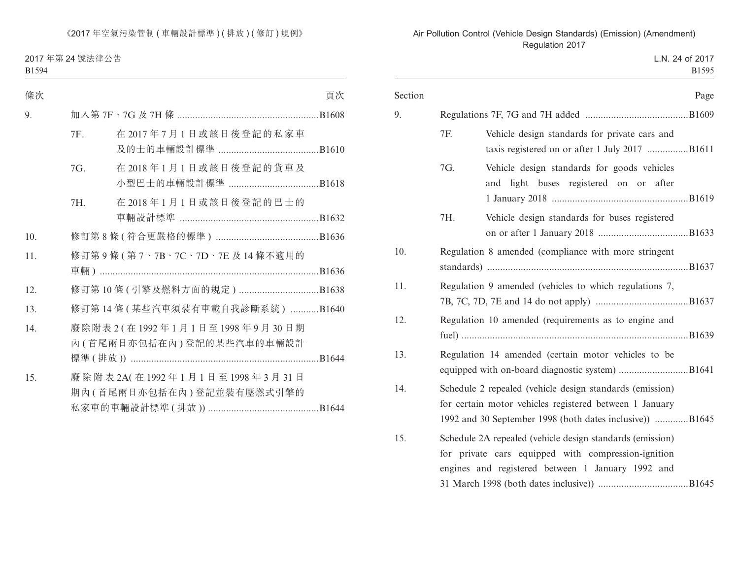| 條次 | | | 頁次 |
|---|---|---|---|
| 9. | 加入第 7F、7G 及 7H 條 | | B1608 |
| | 7F. | 在 2017 年 7 月 1 日或該日後登記的私家車及的士的車輛設計標準 | B1610 |
| | 7G. | 在 2018 年 1 月 1 日或該日後登記的貨車及小型巴士的車輛設計標準 | B1618 |
| | 7H. | 在 2018 年 1 月 1 日或該日後登記的巴士的車輛設計標準 | B1632 |
| 10. | 修訂第 8 條 (符合更嚴格的標準) | | B1636 |
| 11. | 修訂第 9 條 (第 7、7B、7C、7D、7E 及 14 條不適用的車輛) | | B1636 |
| 12. | 修訂第 10 條 (引擎及燃料方面的規定) | | B1638 |
| 13. | 修訂第 14 條 (某些汽車須裝有車載自我診斷系統) | | B1640 |
| 14. | 廢除附表 2 (在 1992 年 1 月 1 日至 1998 年 9 月 30 日期內 (首尾兩日亦包括在內) 登記的某些汽車的車輛設計標準 (排放)) | | B1644 |
| 15. | 廢除附表 2A (在 1992 年 1 月 1 日至 1998 年 3 月 31 日期內 (首尾兩日亦包括在內) 登記並裝有壓燃式引擎的私家車的車輛設計標準 (排放)) | | B1644 |

| Section | | | Page |
|---|---|---|---|
| 9. | Regulations 7F, 7G and 7H added | | B1609 |
| | 7F. | Vehicle design standards for private cars and taxis registered on or after 1 July 2017 | B1611 |
| | 7G. | Vehicle design standards for goods vehicles and light buses registered on or after 1 January 2018 | B1619 |
| | 7H. | Vehicle design standards for buses registered on or after 1 January 2018 | B1633 |
| 10. | Regulation 8 amended (compliance with more stringent standards) | | B1637 |
| 11. | Regulation 9 amended (vehicles to which regulations 7, 7B, 7C, 7D, 7E and 14 do not apply) | | B1637 |
| 12. | Regulation 10 amended (requirements as to engine and fuel) | | B1639 |
| 13. | Regulation 14 amended (certain motor vehicles to be equipped with on-board diagnostic system) | | B1641 |
| 14. | Schedule 2 repealed (vehicle design standards (emission) for certain motor vehicles registered between 1 January 1992 and 30 September 1998 (both dates inclusive)) | | B1645 |
| 15. | Schedule 2A repealed (vehicle design standards (emission) for private cars equipped with compression-ignition engines and registered between 1 January 1992 and 31 March 1998 (both dates inclusive)) | | B1645 |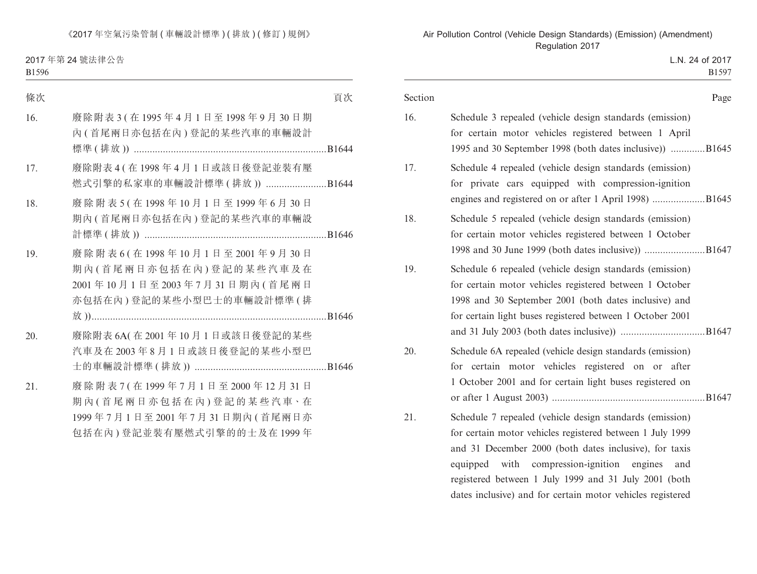| 條次 | | 頁次 |
|---|---|---|
| 16. | 廢除附表 3 (在 1995 年 4 月 1 日至 1998 年 9 月 30 日期內 (首尾兩日亦包括在內) 登記的某些汽車的車輛設計標準 (排放)) | B1644 |
| 17. | 廢除附表 4 (在 1998 年 4 月 1 日或該日後登記並裝有壓燃式引擎的私家車的車輛設計標準 (排放)) | B1644 |
| 18. | 廢除附表 5 (在 1998 年 10 月 1 日至 1999 年 6 月 30 日期內 (首尾兩日亦包括在內) 登記的某些汽車的車輛設計標準 (排放)) | B1646 |
| 19. | 廢除附表 6 (在 1998 年 10 月 1 日至 2001 年 9 月 30 日期內 (首尾兩日亦包括在內) 登記的某些汽車及在 2001 年 10 月 1 日至 2003 年 7 月 31 日期內 (首尾兩日亦包括在內) 登記的某些小型巴士的車輛設計標準 (排放)) | B1646 |
| 20. | 廢除附表 6A(在 2001 年 10 月 1 日或該日後登記的某些汽車及在 2003 年 8 月 1 日或該日後登記的某些小型巴士的車輛設計標準 (排放)) | B1646 |
| 21. | 廢除附表 7 (在 1999 年 7 月 1 日至 2000 年 12 月 31 日期內 (首尾兩日亦包括在內) 登記的某些汽車、在 1999 年 7 月 1 日至 2001 年 7 月 31 日期內 (首尾兩日亦包括在內) 登記並裝有壓燃式引擎的的士及在 1999 年 | |

| Section | | Page |
|---|---|---|
| 16. | Schedule 3 repealed (vehicle design standards (emission) for certain motor vehicles registered between 1 April 1995 and 30 September 1998 (both dates inclusive)) | B1645 |
| 17. | Schedule 4 repealed (vehicle design standards (emission) for private cars equipped with compression-ignition engines and registered on or after 1 April 1998) | B1645 |
| 18. | Schedule 5 repealed (vehicle design standards (emission) for certain motor vehicles registered between 1 October 1998 and 30 June 1999 (both dates inclusive)) | B1647 |
| 19. | Schedule 6 repealed (vehicle design standards (emission) for certain motor vehicles registered between 1 October 1998 and 30 September 2001 (both dates inclusive) and for certain light buses registered between 1 October 2001 and 31 July 2003 (both dates inclusive)) | B1647 |
| 20. | Schedule 6A repealed (vehicle design standards (emission) for certain motor vehicles registered on or after 1 October 2001 and for certain light buses registered on or after 1 August 2003) | B1647 |
| 21. | Schedule 7 repealed (vehicle design standards (emission) for certain motor vehicles registered between 1 July 1999 and 31 December 2000 (both dates inclusive), for taxis equipped with compression-ignition engines and registered between 1 July 1999 and 31 July 2001 (both dates inclusive) and for certain motor vehicles registered | |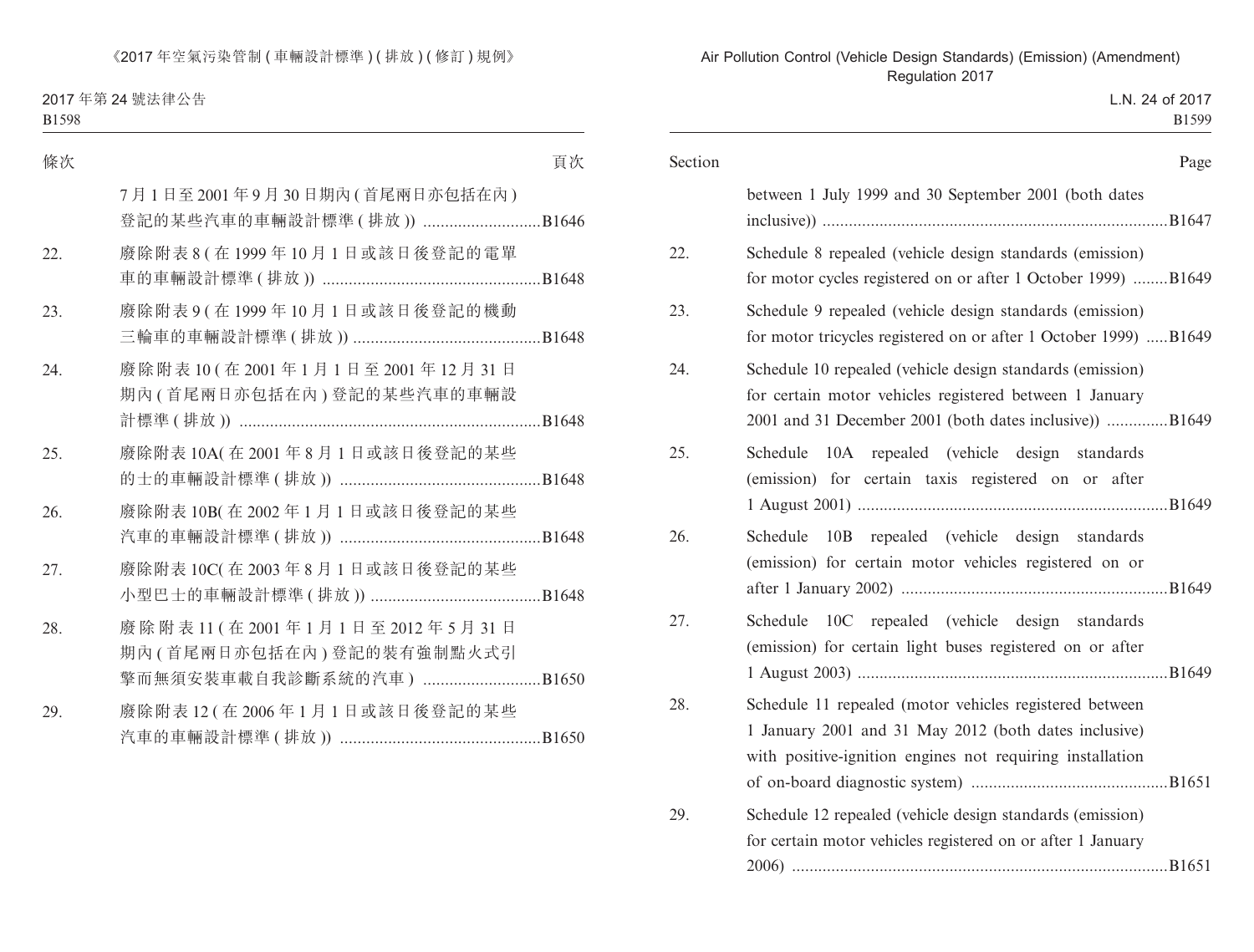| 條次 | | 頁次 |
|---|---|---|
| | 7 月 1 日至 2001 年 9 月 30 日期內 ( 首尾兩日亦包括在內 ) 登記的某些汽車的車輛設計標準 ( 排放 )) | B1646 |
| 22. | 廢除附表 8 ( 在 1999 年 10 月 1 日或該日後登記的電單車的車輛設計標準 ( 排放 )) | B1648 |
| 23. | 廢除附表 9 ( 在 1999 年 10 月 1 日或該日後登記的機動三輪車的車輛設計標準 ( 排放 )) | B1648 |
| 24. | 廢除附表 10 ( 在 2001 年 1 月 1 日至 2001 年 12 月 31 日期內 ( 首尾兩日亦包括在內 ) 登記的某些汽車的車輛設計標準 ( 排放 )) | B1648 |
| 25. | 廢除附表 10A( 在 2001 年 8 月 1 日或該日後登記的某些的士的車輛設計標準 ( 排放 )) | B1648 |
| 26. | 廢除附表 10B( 在 2002 年 1 月 1 日或該日後登記的某些汽車的車輛設計標準 ( 排放 )) | B1648 |
| 27. | 廢除附表 10C( 在 2003 年 8 月 1 日或該日後登記的某些小型巴士的車輛設計標準 ( 排放 )) | B1648 |
| 28. | 廢除附表 11 ( 在 2001 年 1 月 1 日至 2012 年 5 月 31 日期內 ( 首尾兩日亦包括在內 ) 登記的裝有強制點火式引擎而無須安裝車載自我診斷系統的汽車 ) | B1650 |
| 29. | 廢除附表 12 ( 在 2006 年 1 月 1 日或該日後登記的某些汽車的車輛設計標準 ( 排放 )) | B1650 |

| Section | | Page |
|---|---|---|
| | between 1 July 1999 and 30 September 2001 (both dates inclusive)) | B1647 |
| 22. | Schedule 8 repealed (vehicle design standards (emission) for motor cycles registered on or after 1 October 1999) | B1649 |
| 23. | Schedule 9 repealed (vehicle design standards (emission) for motor tricycles registered on or after 1 October 1999) | B1649 |
| 24. | Schedule 10 repealed (vehicle design standards (emission) for certain motor vehicles registered between 1 January 2001 and 31 December 2001 (both dates inclusive)) | B1649 |
| 25. | Schedule 10A repealed (vehicle design standards (emission) for certain taxis registered on or after 1 August 2001) | B1649 |
| 26. | Schedule 10B repealed (vehicle design standards (emission) for certain motor vehicles registered on or after 1 January 2002) | B1649 |
| 27. | Schedule 10C repealed (vehicle design standards (emission) for certain light buses registered on or after 1 August 2003) | B1649 |
| 28. | Schedule 11 repealed (motor vehicles registered between 1 January 2001 and 31 May 2012 (both dates inclusive) with positive-ignition engines not requiring installation of on-board diagnostic system) | B1651 |
| 29. | Schedule 12 repealed (vehicle design standards (emission) for certain motor vehicles registered on or after 1 January 2006) | B1651 |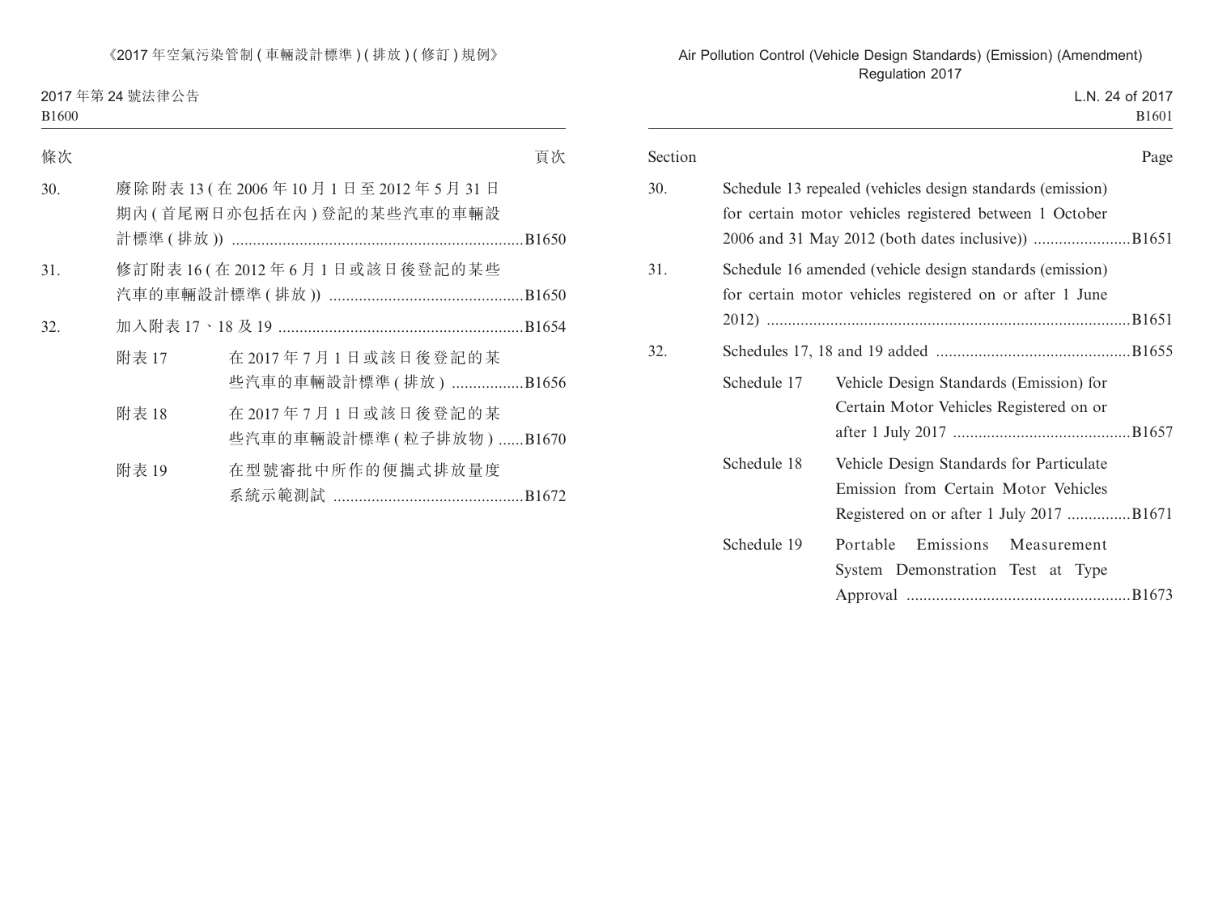| 條次 | | | 頁次 |
|---|---|---|---|
| 30. | 廢除附表 13 (在 2006 年 10 月 1 日至 2012 年 5 月 31 日期內 (首尾兩日亦包括在內) 登記的某些汽車的車輛設計標準 (排放)) | | B1650 |
| 31. | 修訂附表 16 (在 2012 年 6 月 1 日或該日後登記的某些汽車的車輛設計標準 (排放)) | | B1650 |
| 32. | 加入附表 17、18 及 19 | | B1654 |
| | 附表 17 | 在 2017 年 7 月 1 日或該日後登記的某些汽車的車輛設計標準 (排放) | B1656 |
| | 附表 18 | 在 2017 年 7 月 1 日或該日後登記的某些汽車的車輛設計標準 (粒子排放物) | B1670 |
| | 附表 19 | 在型號審批中所作的便攜式排放量度系統示範測試 | B1672 |

| Section | | | Page |
|---|---|---|---|
| 30. | Schedule 13 repealed (vehicles design standards (emission) for certain motor vehicles registered between 1 October 2006 and 31 May 2012 (both dates inclusive)) | | B1651 |
| 31. | Schedule 16 amended (vehicle design standards (emission) for certain motor vehicles registered on or after 1 June 2012) | | B1651 |
| 32. | Schedules 17, 18 and 19 added | | B1655 |
| | Schedule 17 | Vehicle Design Standards (Emission) for Certain Motor Vehicles Registered on or after 1 July 2017 | B1657 |
| | Schedule 18 | Vehicle Design Standards for Particulate Emission from Certain Motor Vehicles Registered on or after 1 July 2017 | B1671 |
| | Schedule 19 | Portable Emissions Measurement System Demonstration Test at Type Approval | B1673 |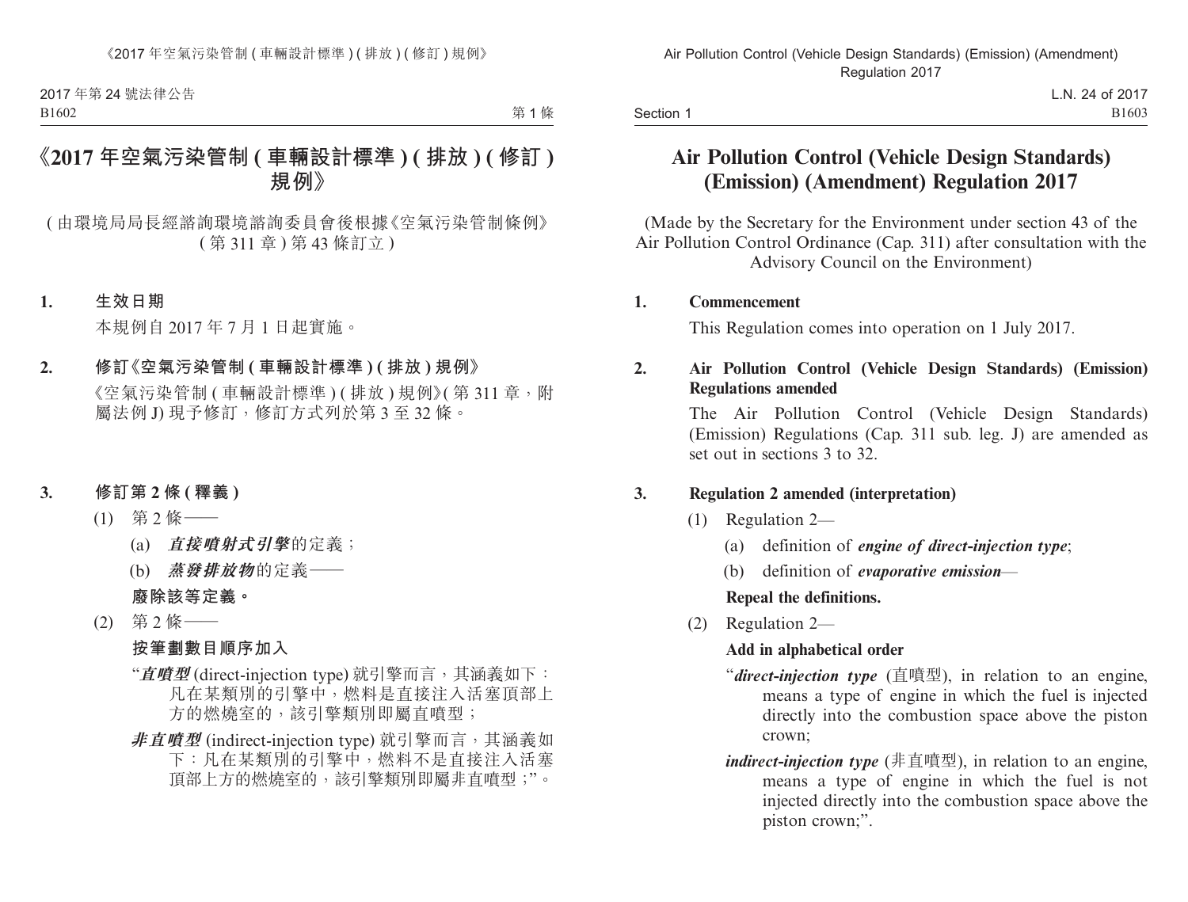# 《2017 年空氣污染管制 (車輛設計標準) (排放) (修訂) 規例》

(由環境局局長經諮詢環境諮詢委員會後根據《空氣污染管制條例》(第 311 章) 第 43 條訂立)

**1. 生效日期**

本規例自 2017 年 7 月 1 日起實施。

**2. 修訂《空氣污染管制 (車輛設計標準) (排放) 規例》**

《空氣污染管制 (車輛設計標準) (排放) 規例》(第 311 章，附屬法例 J) 現予修訂，修訂方式列於第 3 至 32 條。

**3. 修訂第 2 條 (釋義)**

(1) 第 2 條——

(a) ***直接噴射式引擎***的定義；

(b) ***蒸發排放物***的定義——

**廢除該等定義。**

(2) 第 2 條——

**按筆劃數目順序加入**

"***直噴型*** (direct-injection type) 就引擎而言，其涵義如下：凡在某類別的引擎中，燃料是直接注入活塞頂部上方的燃燒室的，該引擎類別即屬直噴型；

***非直噴型*** (indirect-injection type) 就引擎而言，其涵義如下：凡在某類別的引擎中，燃料不是直接注入活塞頂部上方的燃燒室的，該引擎類別即屬非直噴型；"。

# Air Pollution Control (Vehicle Design Standards) (Emission) (Amendment) Regulation 2017

(Made by the Secretary for the Environment under section 43 of the Air Pollution Control Ordinance (Cap. 311) after consultation with the Advisory Council on the Environment)

**1. Commencement**

This Regulation comes into operation on 1 July 2017.

**2. Air Pollution Control (Vehicle Design Standards) (Emission) Regulations amended**

The Air Pollution Control (Vehicle Design Standards) (Emission) Regulations (Cap. 311 sub. leg. J) are amended as set out in sections 3 to 32.

**3. Regulation 2 amended (interpretation)**

(1) Regulation 2—

(a) definition of ***engine of direct-injection type***;

(b) definition of ***evaporative emission***—

**Repeal the definitions.**

(2) Regulation 2—

**Add in alphabetical order**

"***direct-injection type*** (直噴型), in relation to an engine, means a type of engine in which the fuel is injected directly into the combustion space above the piston crown;

***indirect-injection type*** (非直噴型), in relation to an engine, means a type of engine in which the fuel is not injected directly into the combustion space above the piston crown;".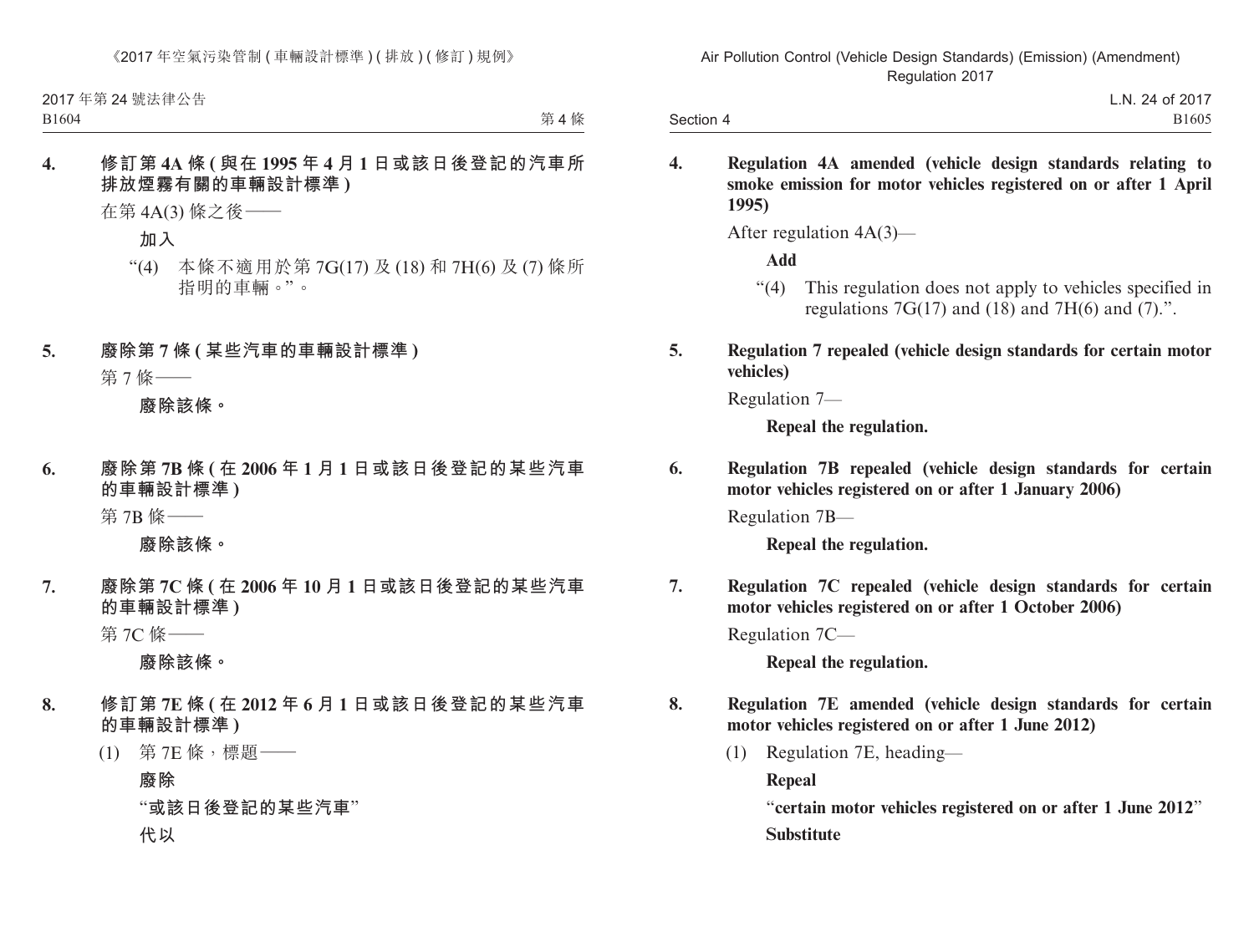**4. 修訂第 4A 條 (與在 1995 年 4 月 1 日或該日後登記的汽車所排放煙霧有關的車輛設計標準)**

在第 4A(3) 條之後——

**加入**

“(4) 本條不適用於第 7G(17) 及 (18) 和 7H(6) 及 (7) 條所指明的車輛。”。

**5. 廢除第 7 條 (某些汽車的車輛設計標準)**

第 7 條——

**廢除該條。**

**6. 廢除第 7B 條 (在 2006 年 1 月 1 日或該日後登記的某些汽車的車輛設計標準)**

第 7B 條——

**廢除該條。**

**7. 廢除第 7C 條 (在 2006 年 10 月 1 日或該日後登記的某些汽車的車輛設計標準)**

第 7C 條——

**廢除該條。**

**8. 修訂第 7E 條 (在 2012 年 6 月 1 日或該日後登記的某些汽車的車輛設計標準)**

(1) 第 7E 條，標題——

**廢除**

“**或該日後登記的某些汽車**”

**代以**

**4. Regulation 4A amended (vehicle design standards relating to smoke emission for motor vehicles registered on or after 1 April 1995)**

After regulation 4A(3)—

**Add**

“(4) This regulation does not apply to vehicles specified in regulations 7G(17) and (18) and 7H(6) and (7).”.

**5. Regulation 7 repealed (vehicle design standards for certain motor vehicles)**

Regulation 7—

**Repeal the regulation.**

**6. Regulation 7B repealed (vehicle design standards for certain motor vehicles registered on or after 1 January 2006)**

Regulation 7B—

**Repeal the regulation.**

**7. Regulation 7C repealed (vehicle design standards for certain motor vehicles registered on or after 1 October 2006)**

Regulation 7C—

**Repeal the regulation.**

**8. Regulation 7E amended (vehicle design standards for certain motor vehicles registered on or after 1 June 2012)**

(1) Regulation 7E, heading—

**Repeal**

“**certain motor vehicles registered on or after 1 June 2012**”

**Substitute**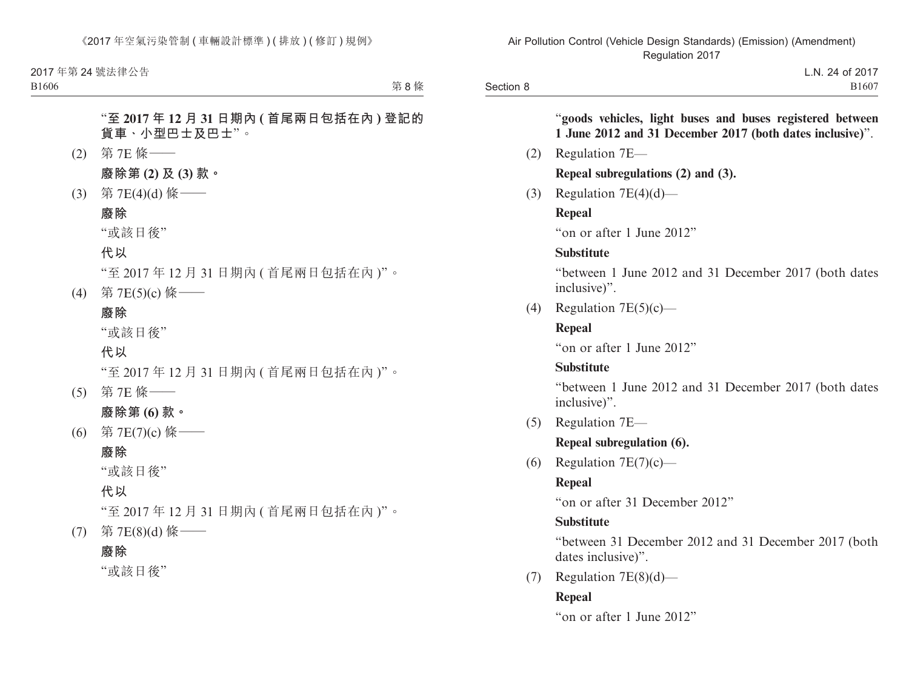"**至 2017 年 12 月 31 日期內 ( 首尾兩日包括在內 ) 登記的貨車、小型巴士及巴士**"。

(2) 第 7E 條——

**廢除第 (2) 及 (3) 款。**

(3) 第 7E(4)(d) 條——

**廢除**

"或該日後"

**代以**

"至 2017 年 12 月 31 日期內 ( 首尾兩日包括在內 )"。

(4) 第 7E(5)(c) 條——

**廢除**

"或該日後"

**代以**

"至 2017 年 12 月 31 日期內 ( 首尾兩日包括在內 )"。

(5) 第 7E 條——

**廢除第 (6) 款。**

(6) 第 7E(7)(c) 條——

**廢除**

"或該日後"

**代以**

"至 2017 年 12 月 31 日期內 ( 首尾兩日包括在內 )"。

(7) 第 7E(8)(d) 條——

**廢除**

"或該日後"

"**goods vehicles, light buses and buses registered between 1 June 2012 and 31 December 2017 (both dates inclusive)**".

(2) Regulation 7E—

**Repeal subregulations (2) and (3).**

(3) Regulation 7E(4)(d)—

**Repeal**

"on or after 1 June 2012"

**Substitute**

"between 1 June 2012 and 31 December 2017 (both dates inclusive)".

(4) Regulation 7E(5)(c)—

**Repeal**

"on or after 1 June 2012"

**Substitute**

"between 1 June 2012 and 31 December 2017 (both dates inclusive)".

(5) Regulation 7E—

**Repeal subregulation (6).**

(6) Regulation 7E(7)(c)—

**Repeal**

"on or after 31 December 2012"

**Substitute**

"between 31 December 2012 and 31 December 2017 (both dates inclusive)".

(7) Regulation 7E(8)(d)—

**Repeal**

"on or after 1 June 2012"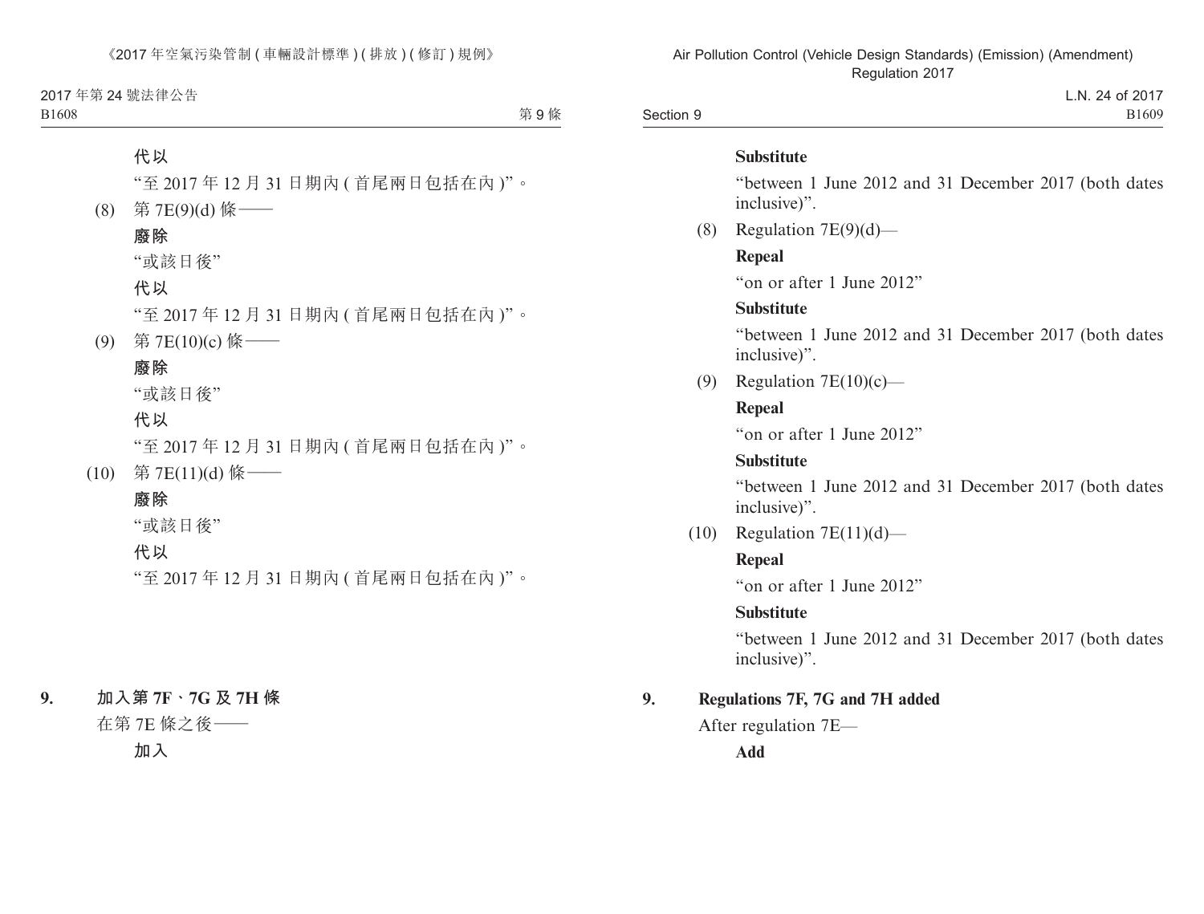代以

“至 2017 年 12 月 31 日期內 (首尾兩日包括在內)”。

(8) 第 7E(9)(d) 條——

**廢除**

“或該日後”

**代以**

“至 2017 年 12 月 31 日期內 (首尾兩日包括在內)”。

(9) 第 7E(10)(c) 條——

**廢除**

“或該日後”

**代以**

“至 2017 年 12 月 31 日期內 (首尾兩日包括在內)”。

(10) 第 7E(11)(d) 條——

**廢除**

“或該日後”

**代以**

“至 2017 年 12 月 31 日期內 (首尾兩日包括在內)”。

**9. 加入第 7F、7G 及 7H 條**

在第 7E 條之後——

**加入**

**Substitute**

“between 1 June 2012 and 31 December 2017 (both dates inclusive)”.

(8) Regulation 7E(9)(d)—

**Repeal**

“on or after 1 June 2012”

**Substitute**

“between 1 June 2012 and 31 December 2017 (both dates inclusive)”.

(9) Regulation 7E(10)(c)—

**Repeal**

“on or after 1 June 2012”

**Substitute**

“between 1 June 2012 and 31 December 2017 (both dates inclusive)”.

(10) Regulation 7E(11)(d)—

**Repeal**

“on or after 1 June 2012”

**Substitute**

“between 1 June 2012 and 31 December 2017 (both dates inclusive)”.

**9. Regulations 7F, 7G and 7H added**

After regulation 7E—

**Add**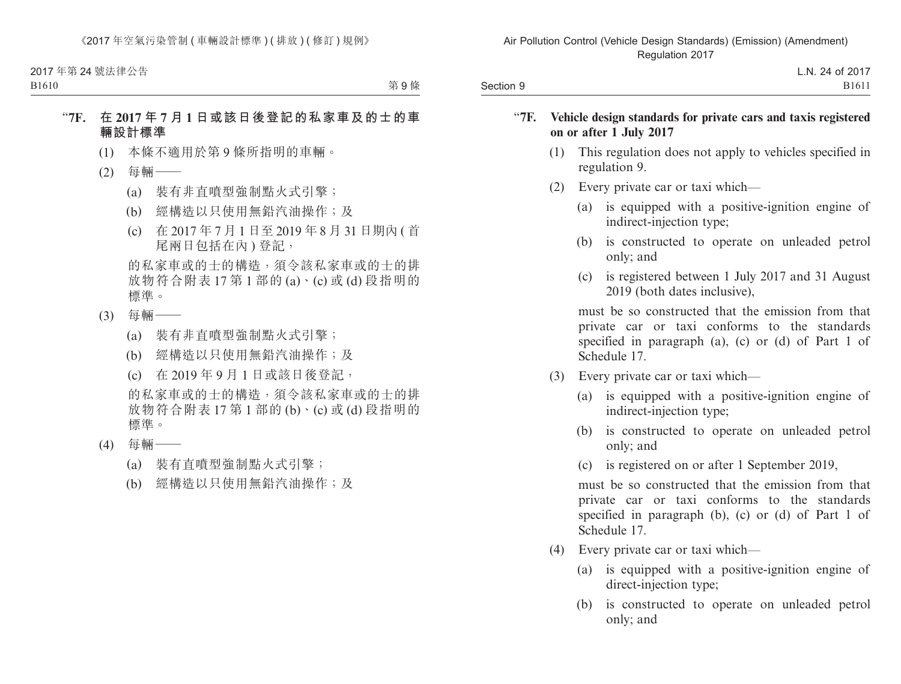“**7F. 在 2017 年 7 月 1 日或該日後登記的私家車及的士的車輛設計標準**

(1) 本條不適用於第 9 條所指明的車輛。

(2) 每輛——

(a) 裝有非直噴型強制點火式引擎；

(b) 經構造以只使用無鉛汽油操作；及

(c) 在 2017 年 7 月 1 日至 2019 年 8 月 31 日期內 (首尾兩日包括在內) 登記，

的私家車或的士的構造，須令該私家車或的士的排放物符合附表 17 第 1 部的 (a)、(c) 或 (d) 段指明的標準。

(3) 每輛——

(a) 裝有非直噴型強制點火式引擎；

(b) 經構造以只使用無鉛汽油操作；及

(c) 在 2019 年 9 月 1 日或該日後登記，

的私家車或的士的構造，須令該私家車或的士的排放物符合附表 17 第 1 部的 (b)、(c) 或 (d) 段指明的標準。

(4) 每輛——

(a) 裝有直噴型強制點火式引擎；

(b) 經構造以只使用無鉛汽油操作；及

“**7F. Vehicle design standards for private cars and taxis registered on or after 1 July 2017**

(1) This regulation does not apply to vehicles specified in regulation 9.

(2) Every private car or taxi which—

(a) is equipped with a positive-ignition engine of indirect-injection type;

(b) is constructed to operate on unleaded petrol only; and

(c) is registered between 1 July 2017 and 31 August 2019 (both dates inclusive),

must be so constructed that the emission from that private car or taxi conforms to the standards specified in paragraph (a), (c) or (d) of Part 1 of Schedule 17.

(3) Every private car or taxi which—

(a) is equipped with a positive-ignition engine of indirect-injection type;

(b) is constructed to operate on unleaded petrol only; and

(c) is registered on or after 1 September 2019,

must be so constructed that the emission from that private car or taxi conforms to the standards specified in paragraph (b), (c) or (d) of Part 1 of Schedule 17.

(4) Every private car or taxi which—

(a) is equipped with a positive-ignition engine of direct-injection type;

(b) is constructed to operate on unleaded petrol only; and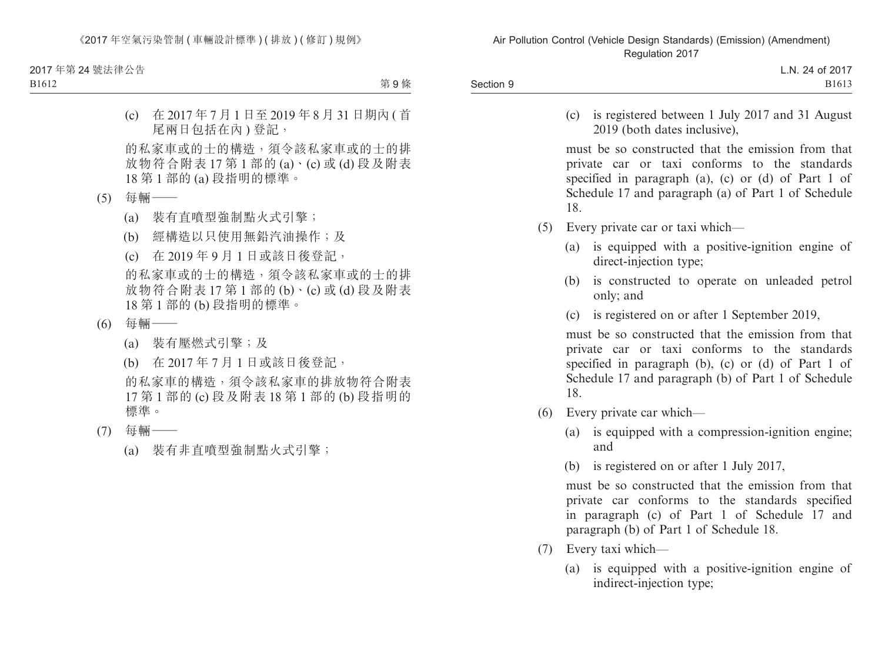(c) 在 2017 年 7 月 1 日至 2019 年 8 月 31 日期內 (首尾兩日包括在內) 登記，

的私家車或的士的構造，須令該私家車或的士的排放物符合附表 17 第 1 部的 (a)、(c) 或 (d) 段及附表 18 第 1 部的 (a) 段指明的標準。

(5) 每輛——

(a) 裝有直噴型強制點火式引擎；

(b) 經構造以只使用無鉛汽油操作；及

(c) 在 2019 年 9 月 1 日或該日後登記，

的私家車或的士的構造，須令該私家車或的士的排放物符合附表 17 第 1 部的 (b)、(c) 或 (d) 段及附表 18 第 1 部的 (b) 段指明的標準。

(6) 每輛——

(a) 裝有壓燃式引擎；及

(b) 在 2017 年 7 月 1 日或該日後登記，

的私家車的構造，須令該私家車的排放物符合附表 17 第 1 部的 (c) 段及附表 18 第 1 部的 (b) 段指明的標準。

(7) 每輛——

(a) 裝有非直噴型強制點火式引擎；

(c) is registered between 1 July 2017 and 31 August 2019 (both dates inclusive),

must be so constructed that the emission from that private car or taxi conforms to the standards specified in paragraph (a), (c) or (d) of Part 1 of Schedule 17 and paragraph (a) of Part 1 of Schedule 18.

(5) Every private car or taxi which—

(a) is equipped with a positive-ignition engine of direct-injection type;

(b) is constructed to operate on unleaded petrol only; and

(c) is registered on or after 1 September 2019,

must be so constructed that the emission from that private car or taxi conforms to the standards specified in paragraph (b), (c) or (d) of Part 1 of Schedule 17 and paragraph (b) of Part 1 of Schedule 18.

(6) Every private car which—

(a) is equipped with a compression-ignition engine; and

(b) is registered on or after 1 July 2017,

must be so constructed that the emission from that private car conforms to the standards specified in paragraph (c) of Part 1 of Schedule 17 and paragraph (b) of Part 1 of Schedule 18.

(7) Every taxi which—

(a) is equipped with a positive-ignition engine of indirect-injection type;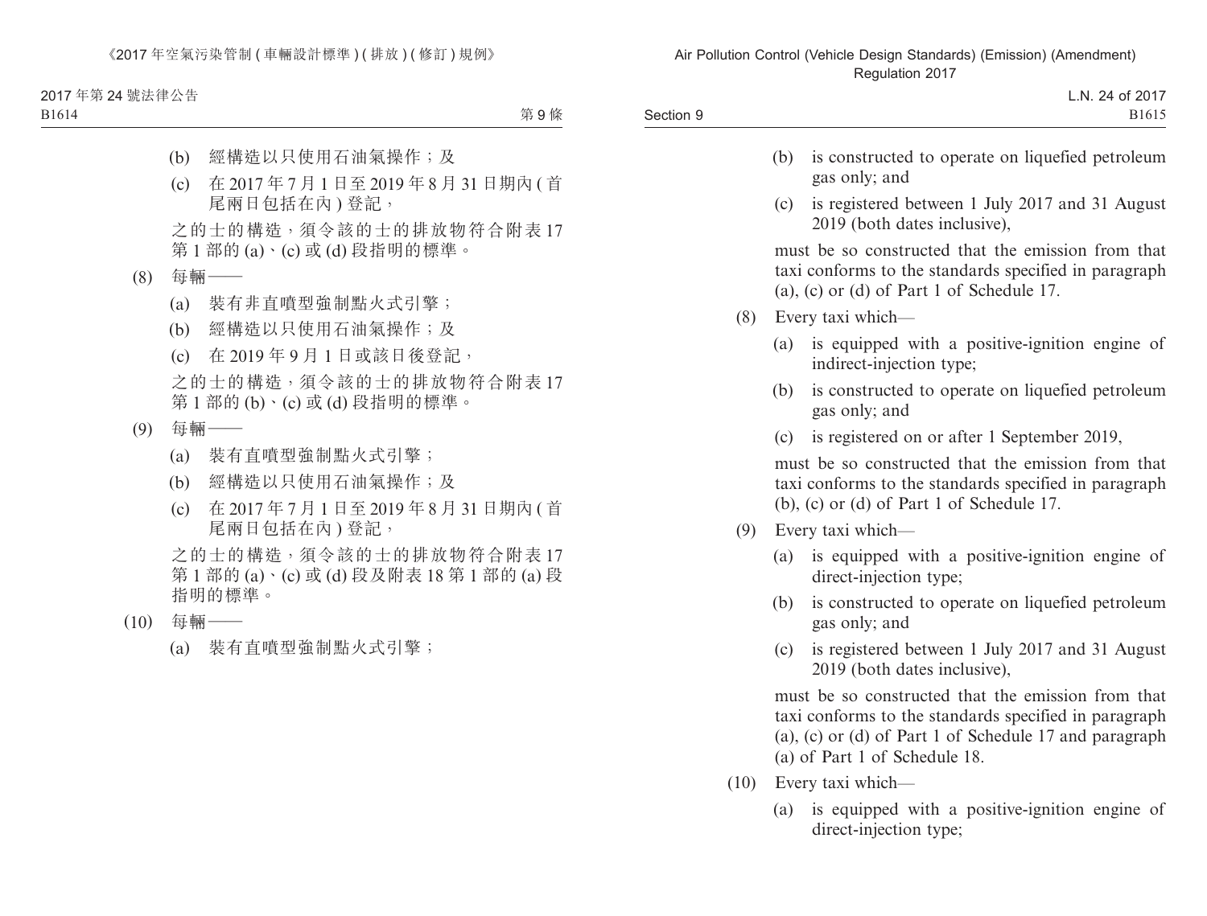(b) 經構造以只使用石油氣操作；及

(c) 在 2017 年 7 月 1 日至 2019 年 8 月 31 日期內 (首尾兩日包括在內) 登記，

之的士的構造，須令該的士的排放物符合附表 17 第 1 部的 (a)、(c) 或 (d) 段指明的標準。

(8) 每輛——

(a) 裝有非直噴型強制點火式引擎；

(b) 經構造以只使用石油氣操作；及

(c) 在 2019 年 9 月 1 日或該日後登記，

之的士的構造，須令該的士的排放物符合附表 17 第 1 部的 (b)、(c) 或 (d) 段指明的標準。

(9) 每輛——

(a) 裝有直噴型強制點火式引擎；

(b) 經構造以只使用石油氣操作；及

(c) 在 2017 年 7 月 1 日至 2019 年 8 月 31 日期內 (首尾兩日包括在內) 登記，

之的士的構造，須令該的士的排放物符合附表 17 第 1 部的 (a)、(c) 或 (d) 段及附表 18 第 1 部的 (a) 段指明的標準。

(10) 每輛——

(a) 裝有直噴型強制點火式引擎；

(b) is constructed to operate on liquefied petroleum gas only; and

(c) is registered between 1 July 2017 and 31 August 2019 (both dates inclusive),

must be so constructed that the emission from that taxi conforms to the standards specified in paragraph (a), (c) or (d) of Part 1 of Schedule 17.

(8) Every taxi which—

(a) is equipped with a positive-ignition engine of indirect-injection type;

(b) is constructed to operate on liquefied petroleum gas only; and

(c) is registered on or after 1 September 2019,

must be so constructed that the emission from that taxi conforms to the standards specified in paragraph (b), (c) or (d) of Part 1 of Schedule 17.

(9) Every taxi which—

(a) is equipped with a positive-ignition engine of direct-injection type;

(b) is constructed to operate on liquefied petroleum gas only; and

(c) is registered between 1 July 2017 and 31 August 2019 (both dates inclusive),

must be so constructed that the emission from that taxi conforms to the standards specified in paragraph (a), (c) or (d) of Part 1 of Schedule 17 and paragraph (a) of Part 1 of Schedule 18.

(10) Every taxi which—

(a) is equipped with a positive-ignition engine of direct-injection type;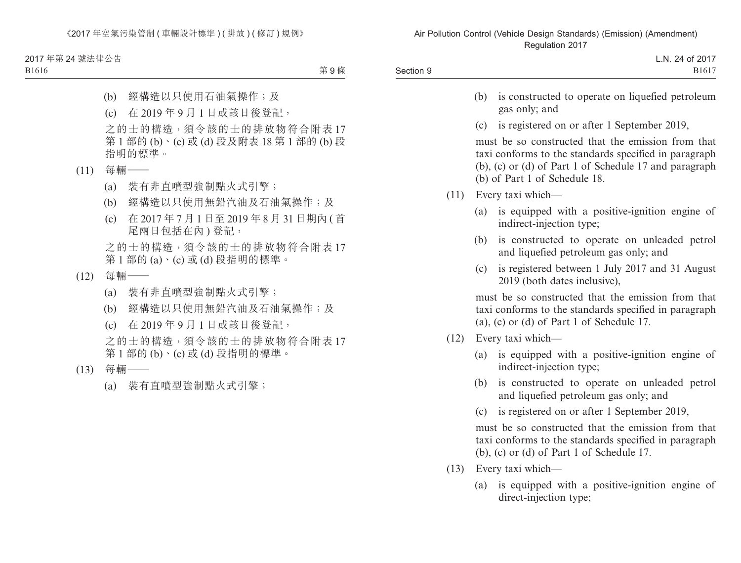(b) 經構造以只使用石油氣操作；及

(c) 在 2019 年 9 月 1 日或該日後登記，

之的士的構造，須令該的士的排放物符合附表 17 第 1 部的 (b)、(c) 或 (d) 段及附表 18 第 1 部的 (b) 段指明的標準。

(11) 每輛——

(a) 裝有非直噴型強制點火式引擎；

(b) 經構造以只使用無鉛汽油及石油氣操作；及

(c) 在 2017 年 7 月 1 日至 2019 年 8 月 31 日期內 (首尾兩日包括在內) 登記，

之的士的構造，須令該的士的排放物符合附表 17 第 1 部的 (a)、(c) 或 (d) 段指明的標準。

(12) 每輛——

(a) 裝有非直噴型強制點火式引擎；

(b) 經構造以只使用無鉛汽油及石油氣操作；及

(c) 在 2019 年 9 月 1 日或該日後登記，

之的士的構造，須令該的士的排放物符合附表 17 第 1 部的 (b)、(c) 或 (d) 段指明的標準。

(13) 每輛——

(a) 裝有直噴型強制點火式引擎；

(b) is constructed to operate on liquefied petroleum gas only; and

(c) is registered on or after 1 September 2019,

must be so constructed that the emission from that taxi conforms to the standards specified in paragraph (b), (c) or (d) of Part 1 of Schedule 17 and paragraph (b) of Part 1 of Schedule 18.

(11) Every taxi which—

(a) is equipped with a positive-ignition engine of indirect-injection type;

(b) is constructed to operate on unleaded petrol and liquefied petroleum gas only; and

(c) is registered between 1 July 2017 and 31 August 2019 (both dates inclusive),

must be so constructed that the emission from that taxi conforms to the standards specified in paragraph (a), (c) or (d) of Part 1 of Schedule 17.

(12) Every taxi which—

(a) is equipped with a positive-ignition engine of indirect-injection type;

(b) is constructed to operate on unleaded petrol and liquefied petroleum gas only; and

(c) is registered on or after 1 September 2019,

must be so constructed that the emission from that taxi conforms to the standards specified in paragraph (b), (c) or (d) of Part 1 of Schedule 17.

(13) Every taxi which—

(a) is equipped with a positive-ignition engine of direct-injection type;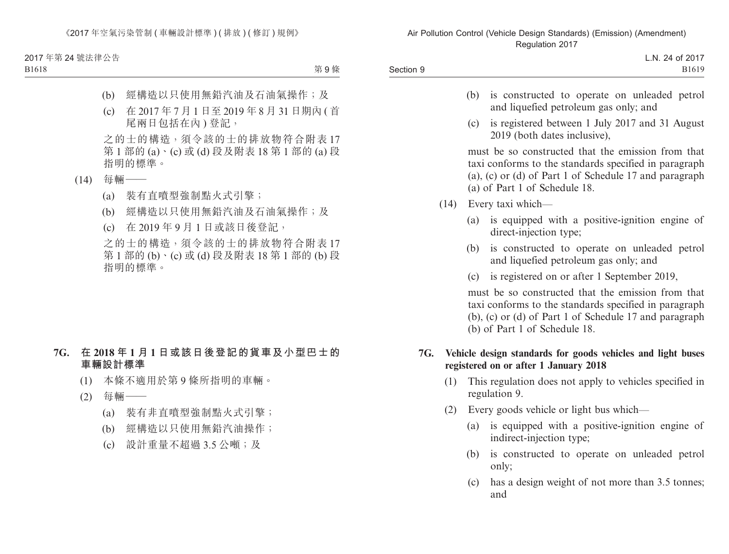(b) 經構造以只使用無鉛汽油及石油氣操作；及

(c) 在 2017 年 7 月 1 日至 2019 年 8 月 31 日期內 (首尾兩日包括在內) 登記，

之的士的構造，須令該的士的排放物符合附表 17 第 1 部的 (a)、(c) 或 (d) 段及附表 18 第 1 部的 (a) 段指明的標準。

(14) 每輛——

(a) 裝有直噴型強制點火式引擎；

(b) 經構造以只使用無鉛汽油及石油氣操作；及

(c) 在 2019 年 9 月 1 日或該日後登記，

之的士的構造，須令該的士的排放物符合附表 17 第 1 部的 (b)、(c) 或 (d) 段及附表 18 第 1 部的 (b) 段指明的標準。

**7G. 在 2018 年 1 月 1 日或該日後登記的貨車及小型巴士的車輛設計標準**

(1) 本條不適用於第 9 條所指明的車輛。

(2) 每輛——

(a) 裝有非直噴型強制點火式引擎；

(b) 經構造以只使用無鉛汽油操作；

(c) 設計重量不超過 3.5 公噸；及

(b) is constructed to operate on unleaded petrol and liquefied petroleum gas only; and

(c) is registered between 1 July 2017 and 31 August 2019 (both dates inclusive),

must be so constructed that the emission from that taxi conforms to the standards specified in paragraph (a), (c) or (d) of Part 1 of Schedule 17 and paragraph (a) of Part 1 of Schedule 18.

(14) Every taxi which—

(a) is equipped with a positive-ignition engine of direct-injection type;

(b) is constructed to operate on unleaded petrol and liquefied petroleum gas only; and

(c) is registered on or after 1 September 2019,

must be so constructed that the emission from that taxi conforms to the standards specified in paragraph (b), (c) or (d) of Part 1 of Schedule 17 and paragraph (b) of Part 1 of Schedule 18.

**7G. Vehicle design standards for goods vehicles and light buses registered on or after 1 January 2018**

(1) This regulation does not apply to vehicles specified in regulation 9.

(2) Every goods vehicle or light bus which—

(a) is equipped with a positive-ignition engine of indirect-injection type;

(b) is constructed to operate on unleaded petrol only;

(c) has a design weight of not more than 3.5 tonnes; and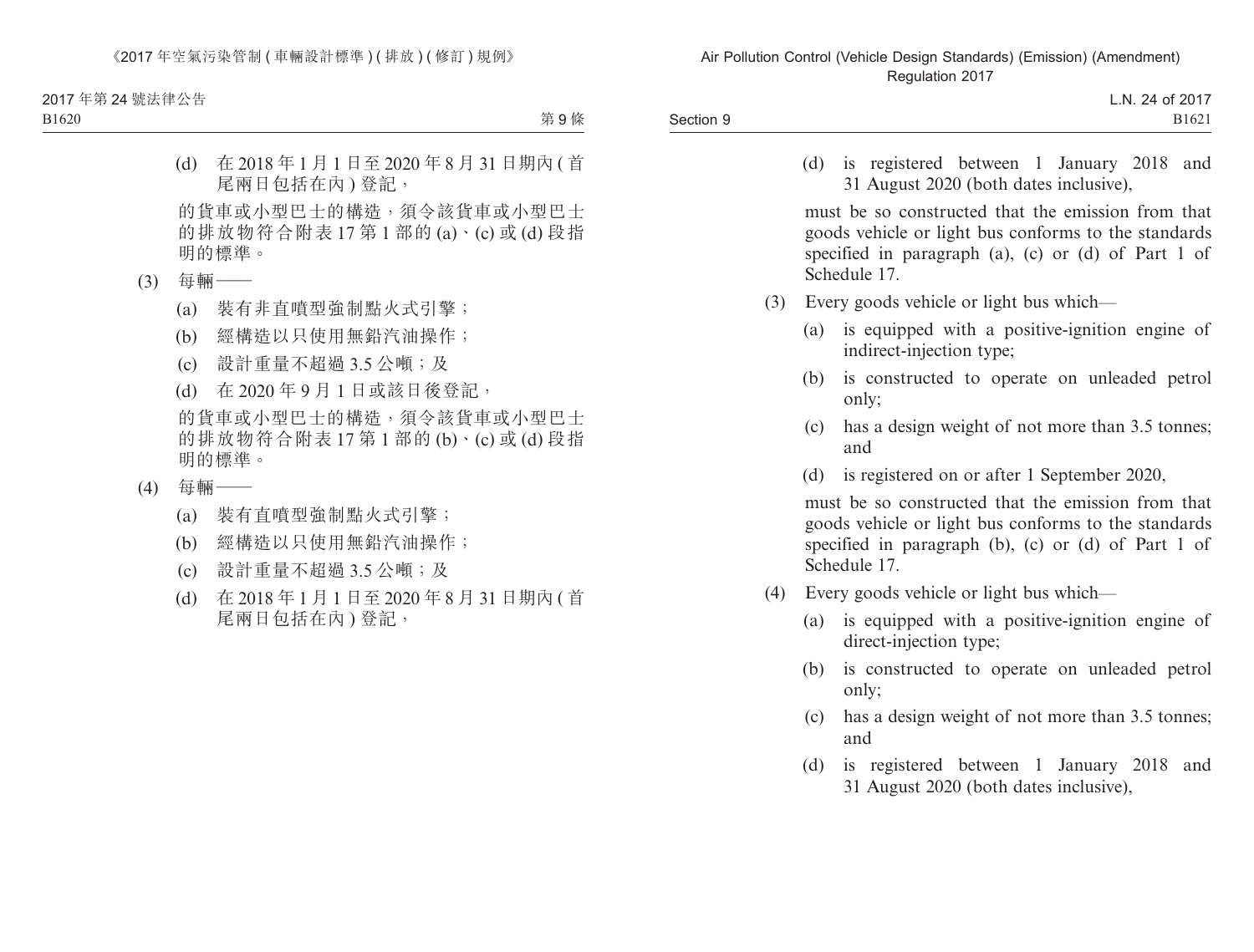(d) 在 2018 年 1 月 1 日至 2020 年 8 月 31 日期內 (首尾兩日包括在內) 登記，

的貨車或小型巴士的構造，須令該貨車或小型巴士的排放物符合附表 17 第 1 部的 (a)、(c) 或 (d) 段指明的標準。

(3) 每輛——

(a) 裝有非直噴型強制點火式引擎；

(b) 經構造以只使用無鉛汽油操作；

(c) 設計重量不超過 3.5 公噸；及

(d) 在 2020 年 9 月 1 日或該日後登記，

的貨車或小型巴士的構造，須令該貨車或小型巴士的排放物符合附表 17 第 1 部的 (b)、(c) 或 (d) 段指明的標準。

(4) 每輛——

(a) 裝有直噴型強制點火式引擎；

(b) 經構造以只使用無鉛汽油操作；

(c) 設計重量不超過 3.5 公噸；及

(d) 在 2018 年 1 月 1 日至 2020 年 8 月 31 日期內 (首尾兩日包括在內) 登記，

(d) is registered between 1 January 2018 and 31 August 2020 (both dates inclusive),

must be so constructed that the emission from that goods vehicle or light bus conforms to the standards specified in paragraph (a), (c) or (d) of Part 1 of Schedule 17.

(3) Every goods vehicle or light bus which—

(a) is equipped with a positive-ignition engine of indirect-injection type;

(b) is constructed to operate on unleaded petrol only;

(c) has a design weight of not more than 3.5 tonnes; and

(d) is registered on or after 1 September 2020,

must be so constructed that the emission from that goods vehicle or light bus conforms to the standards specified in paragraph (b), (c) or (d) of Part 1 of Schedule 17.

(4) Every goods vehicle or light bus which—

(a) is equipped with a positive-ignition engine of direct-injection type;

(b) is constructed to operate on unleaded petrol only;

(c) has a design weight of not more than 3.5 tonnes; and

(d) is registered between 1 January 2018 and 31 August 2020 (both dates inclusive),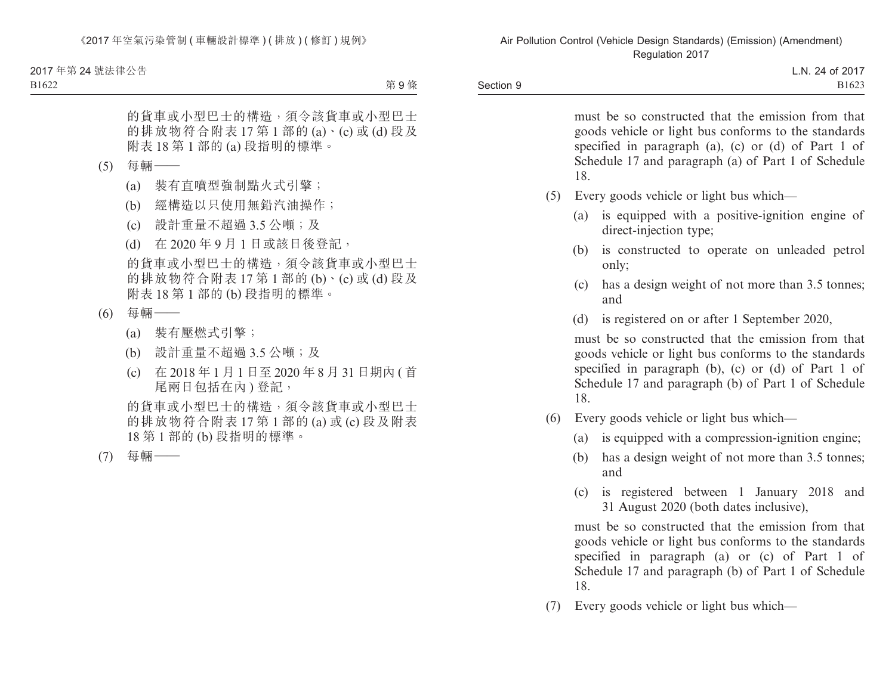的貨車或小型巴士的構造，須令該貨車或小型巴士的排放物符合附表 17 第 1 部的 (a)、(c) 或 (d) 段及附表 18 第 1 部的 (a) 段指明的標準。

(5) 每輛——

(a) 裝有直噴型強制點火式引擎；

(b) 經構造以只使用無鉛汽油操作；

(c) 設計重量不超過 3.5 公噸；及

(d) 在 2020 年 9 月 1 日或該日後登記，

的貨車或小型巴士的構造，須令該貨車或小型巴士的排放物符合附表 17 第 1 部的 (b)、(c) 或 (d) 段及附表 18 第 1 部的 (b) 段指明的標準。

(6) 每輛——

(a) 裝有壓燃式引擎；

(b) 設計重量不超過 3.5 公噸；及

(c) 在 2018 年 1 月 1 日至 2020 年 8 月 31 日期內 (首尾兩日包括在內) 登記，

的貨車或小型巴士的構造，須令該貨車或小型巴士的排放物符合附表 17 第 1 部的 (a) 或 (c) 段及附表 18 第 1 部的 (b) 段指明的標準。

(7) 每輛——

must be so constructed that the emission from that goods vehicle or light bus conforms to the standards specified in paragraph (a), (c) or (d) of Part 1 of Schedule 17 and paragraph (a) of Part 1 of Schedule 18.

(5) Every goods vehicle or light bus which—

(a) is equipped with a positive-ignition engine of direct-injection type;

(b) is constructed to operate on unleaded petrol only;

(c) has a design weight of not more than 3.5 tonnes; and

(d) is registered on or after 1 September 2020,

must be so constructed that the emission from that goods vehicle or light bus conforms to the standards specified in paragraph (b), (c) or (d) of Part 1 of Schedule 17 and paragraph (b) of Part 1 of Schedule 18.

(6) Every goods vehicle or light bus which—

(a) is equipped with a compression-ignition engine;

(b) has a design weight of not more than 3.5 tonnes; and

(c) is registered between 1 January 2018 and 31 August 2020 (both dates inclusive),

must be so constructed that the emission from that goods vehicle or light bus conforms to the standards specified in paragraph (a) or (c) of Part 1 of Schedule 17 and paragraph (b) of Part 1 of Schedule 18.

(7) Every goods vehicle or light bus which—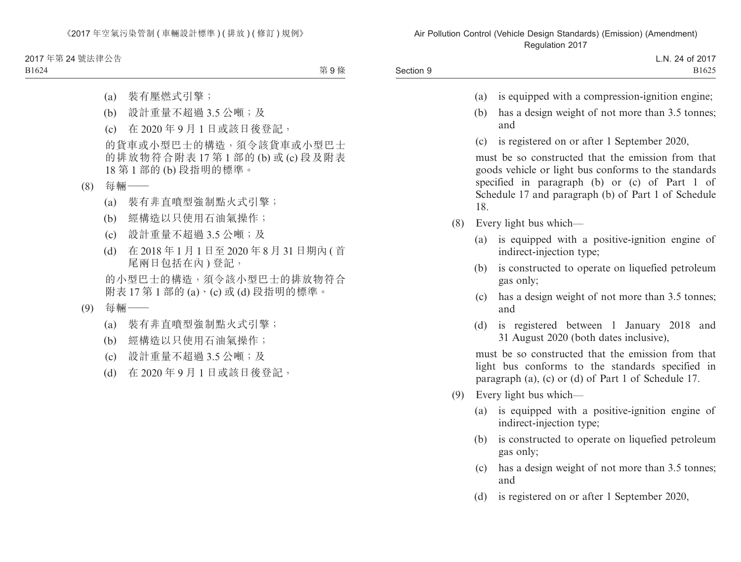(a) 裝有壓燃式引擎；

(b) 設計重量不超過 3.5 公噸；及

(c) 在 2020 年 9 月 1 日或該日後登記，

的貨車或小型巴士的構造，須令該貨車或小型巴士的排放物符合附表 17 第 1 部的 (b) 或 (c) 段及附表 18 第 1 部的 (b) 段指明的標準。

(8) 每輛——

(a) 裝有非直噴型強制點火式引擎；

(b) 經構造以只使用石油氣操作；

(c) 設計重量不超過 3.5 公噸；及

(d) 在 2018 年 1 月 1 日至 2020 年 8 月 31 日期內 (首尾兩日包括在內) 登記，

的小型巴士的構造，須令該小型巴士的排放物符合附表 17 第 1 部的 (a)、(c) 或 (d) 段指明的標準。

(9) 每輛——

(a) 裝有非直噴型強制點火式引擎；

(b) 經構造以只使用石油氣操作；

(c) 設計重量不超過 3.5 公噸；及

(d) 在 2020 年 9 月 1 日或該日後登記，

(a) is equipped with a compression-ignition engine;

(b) has a design weight of not more than 3.5 tonnes; and

(c) is registered on or after 1 September 2020,

must be so constructed that the emission from that goods vehicle or light bus conforms to the standards specified in paragraph (b) or (c) of Part 1 of Schedule 17 and paragraph (b) of Part 1 of Schedule 18.

(8) Every light bus which—

(a) is equipped with a positive-ignition engine of indirect-injection type;

(b) is constructed to operate on liquefied petroleum gas only;

(c) has a design weight of not more than 3.5 tonnes; and

(d) is registered between 1 January 2018 and 31 August 2020 (both dates inclusive),

must be so constructed that the emission from that light bus conforms to the standards specified in paragraph (a), (c) or (d) of Part 1 of Schedule 17.

(9) Every light bus which—

(a) is equipped with a positive-ignition engine of indirect-injection type;

(b) is constructed to operate on liquefied petroleum gas only;

(c) has a design weight of not more than 3.5 tonnes; and

(d) is registered on or after 1 September 2020,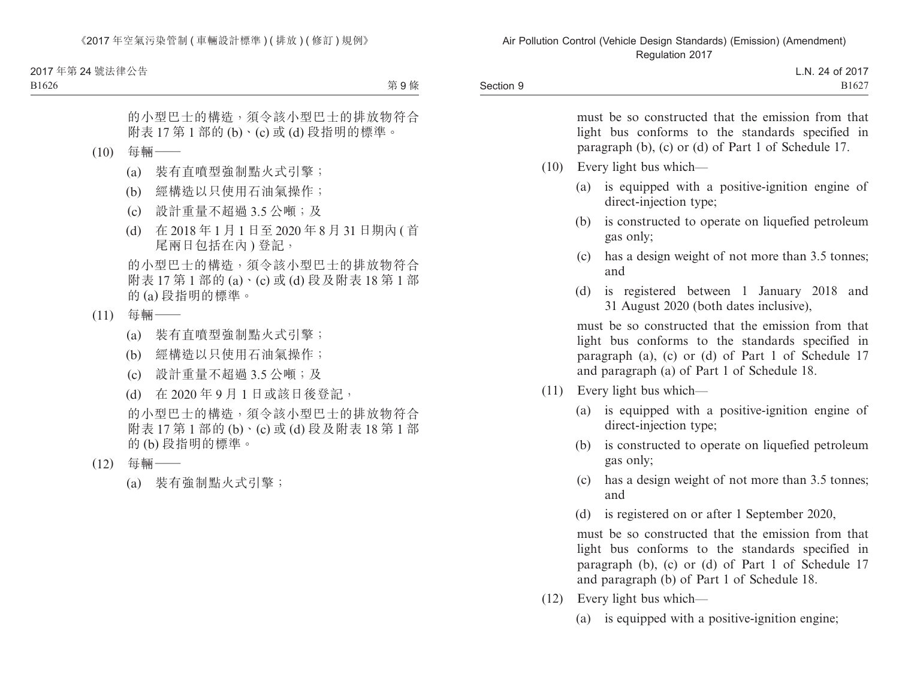的小型巴士的構造，須令該小型巴士的排放物符合附表 17 第 1 部的 (b)、(c) 或 (d) 段指明的標準。

(10) 每輛——

(a) 裝有直噴型強制點火式引擎；

(b) 經構造以只使用石油氣操作；

(c) 設計重量不超過 3.5 公噸；及

(d) 在 2018 年 1 月 1 日至 2020 年 8 月 31 日期內 (首尾兩日包括在內) 登記，

的小型巴士的構造，須令該小型巴士的排放物符合附表 17 第 1 部的 (a)、(c) 或 (d) 段及附表 18 第 1 部的 (a) 段指明的標準。

(11) 每輛——

(a) 裝有直噴型強制點火式引擎；

(b) 經構造以只使用石油氣操作；

(c) 設計重量不超過 3.5 公噸；及

(d) 在 2020 年 9 月 1 日或該日後登記，

的小型巴士的構造，須令該小型巴士的排放物符合附表 17 第 1 部的 (b)、(c) 或 (d) 段及附表 18 第 1 部的 (b) 段指明的標準。

(12) 每輛——

(a) 裝有強制點火式引擎；

must be so constructed that the emission from that light bus conforms to the standards specified in paragraph (b), (c) or (d) of Part 1 of Schedule 17.

(10) Every light bus which—

(a) is equipped with a positive-ignition engine of direct-injection type;

(b) is constructed to operate on liquefied petroleum gas only;

(c) has a design weight of not more than 3.5 tonnes; and

(d) is registered between 1 January 2018 and 31 August 2020 (both dates inclusive),

must be so constructed that the emission from that light bus conforms to the standards specified in paragraph (a), (c) or (d) of Part 1 of Schedule 17 and paragraph (a) of Part 1 of Schedule 18.

(11) Every light bus which—

(a) is equipped with a positive-ignition engine of direct-injection type;

(b) is constructed to operate on liquefied petroleum gas only;

(c) has a design weight of not more than 3.5 tonnes; and

(d) is registered on or after 1 September 2020,

must be so constructed that the emission from that light bus conforms to the standards specified in paragraph (b), (c) or (d) of Part 1 of Schedule 17 and paragraph (b) of Part 1 of Schedule 18.

(12) Every light bus which—

(a) is equipped with a positive-ignition engine;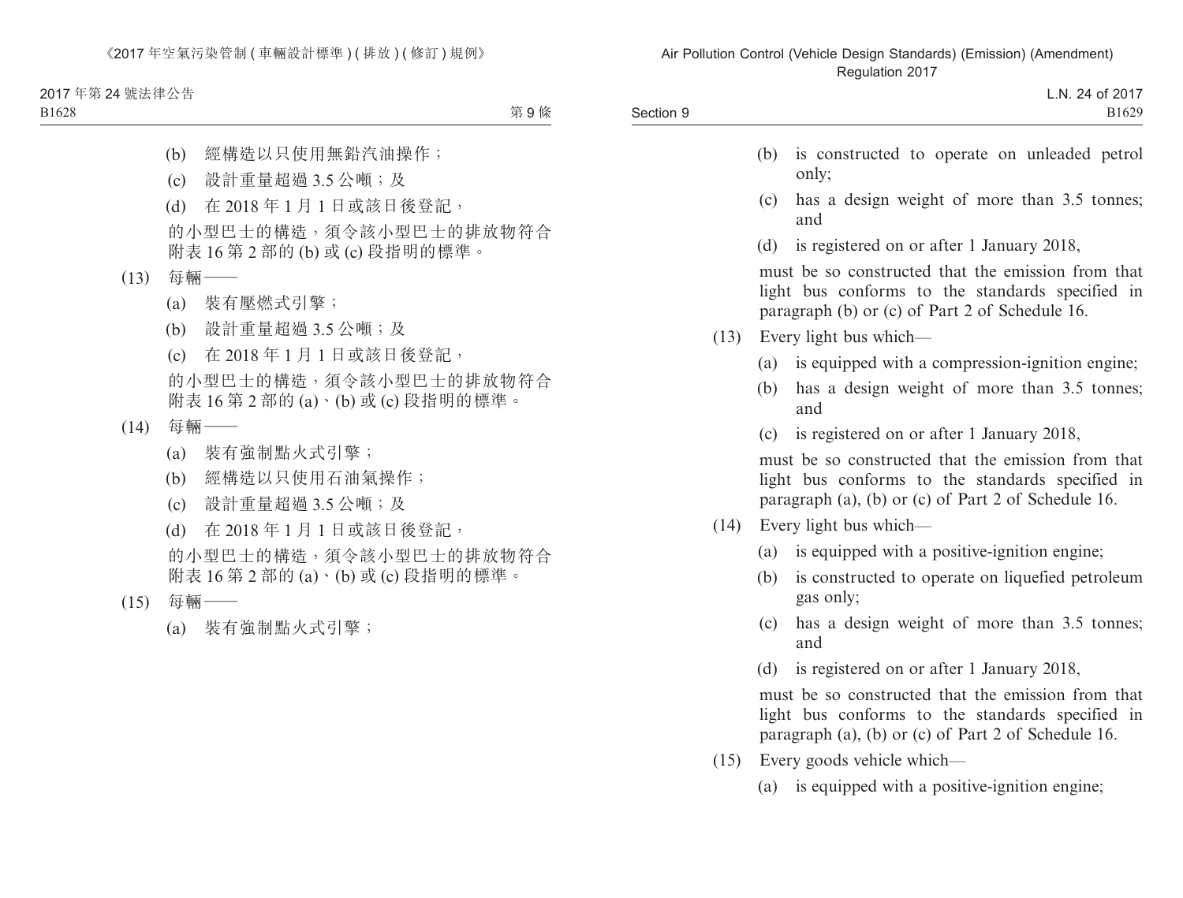(b) 經構造以只使用無鉛汽油操作；

(c) 設計重量超過 3.5 公噸；及

(d) 在 2018 年 1 月 1 日或該日後登記，

的小型巴士的構造，須令該小型巴士的排放物符合附表 16 第 2 部的 (b) 或 (c) 段指明的標準。

(13) 每輛——

(a) 裝有壓燃式引擎；

(b) 設計重量超過 3.5 公噸；及

(c) 在 2018 年 1 月 1 日或該日後登記，

的小型巴士的構造，須令該小型巴士的排放物符合附表 16 第 2 部的 (a)、(b) 或 (c) 段指明的標準。

(14) 每輛——

(a) 裝有強制點火式引擎；

(b) 經構造以只使用石油氣操作；

(c) 設計重量超過 3.5 公噸；及

(d) 在 2018 年 1 月 1 日或該日後登記，

的小型巴士的構造，須令該小型巴士的排放物符合附表 16 第 2 部的 (a)、(b) 或 (c) 段指明的標準。

(15) 每輛——

(a) 裝有強制點火式引擎；

(b) is constructed to operate on unleaded petrol only;

(c) has a design weight of more than 3.5 tonnes; and

(d) is registered on or after 1 January 2018,

must be so constructed that the emission from that light bus conforms to the standards specified in paragraph (b) or (c) of Part 2 of Schedule 16.

(13) Every light bus which—

(a) is equipped with a compression-ignition engine;

(b) has a design weight of more than 3.5 tonnes; and

(c) is registered on or after 1 January 2018,

must be so constructed that the emission from that light bus conforms to the standards specified in paragraph (a), (b) or (c) of Part 2 of Schedule 16.

(14) Every light bus which—

(a) is equipped with a positive-ignition engine;

(b) is constructed to operate on liquefied petroleum gas only;

(c) has a design weight of more than 3.5 tonnes; and

(d) is registered on or after 1 January 2018,

must be so constructed that the emission from that light bus conforms to the standards specified in paragraph (a), (b) or (c) of Part 2 of Schedule 16.

(15) Every goods vehicle which—

(a) is equipped with a positive-ignition engine;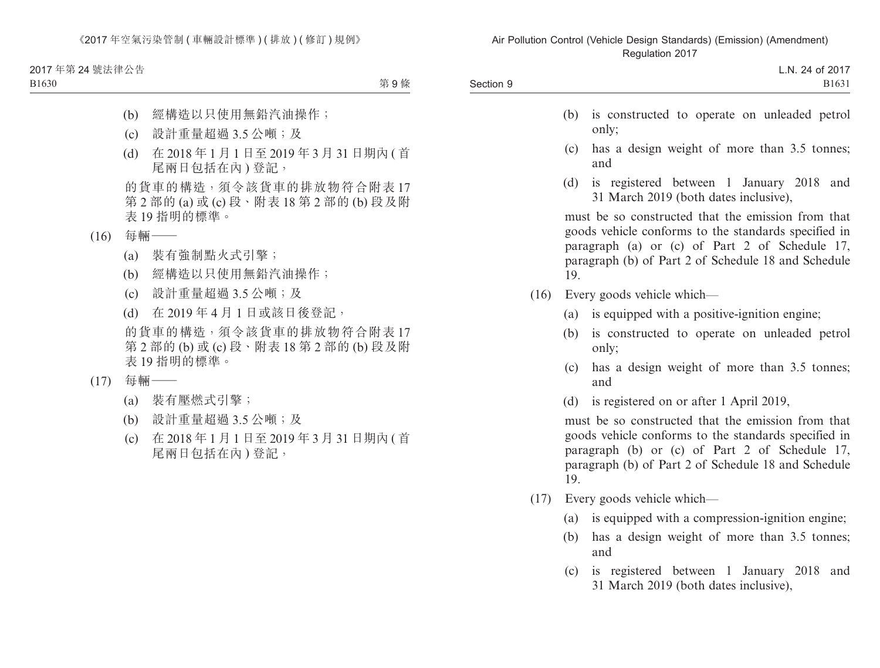(b) 經構造以只使用無鉛汽油操作；

(c) 設計重量超過 3.5 公噸；及

(d) 在 2018 年 1 月 1 日至 2019 年 3 月 31 日期內 (首尾兩日包括在內) 登記，

的貨車的構造，須令該貨車的排放物符合附表 17 第 2 部的 (a) 或 (c) 段、附表 18 第 2 部的 (b) 段及附表 19 指明的標準。

(16) 每輛——

(a) 裝有強制點火式引擎；

(b) 經構造以只使用無鉛汽油操作；

(c) 設計重量超過 3.5 公噸；及

(d) 在 2019 年 4 月 1 日或該日後登記，

的貨車的構造，須令該貨車的排放物符合附表 17 第 2 部的 (b) 或 (c) 段、附表 18 第 2 部的 (b) 段及附表 19 指明的標準。

(17) 每輛——

(a) 裝有壓燃式引擎；

(b) 設計重量超過 3.5 公噸；及

(c) 在 2018 年 1 月 1 日至 2019 年 3 月 31 日期內 (首尾兩日包括在內) 登記，

---

(b) is constructed to operate on unleaded petrol only;

(c) has a design weight of more than 3.5 tonnes; and

(d) is registered between 1 January 2018 and 31 March 2019 (both dates inclusive),

must be so constructed that the emission from that goods vehicle conforms to the standards specified in paragraph (a) or (c) of Part 2 of Schedule 17, paragraph (b) of Part 2 of Schedule 18 and Schedule 19.

(16) Every goods vehicle which—

(a) is equipped with a positive-ignition engine;

(b) is constructed to operate on unleaded petrol only;

(c) has a design weight of more than 3.5 tonnes; and

(d) is registered on or after 1 April 2019,

must be so constructed that the emission from that goods vehicle conforms to the standards specified in paragraph (b) or (c) of Part 2 of Schedule 17, paragraph (b) of Part 2 of Schedule 18 and Schedule 19.

(17) Every goods vehicle which—

(a) is equipped with a compression-ignition engine;

(b) has a design weight of more than 3.5 tonnes; and

(c) is registered between 1 January 2018 and 31 March 2019 (both dates inclusive),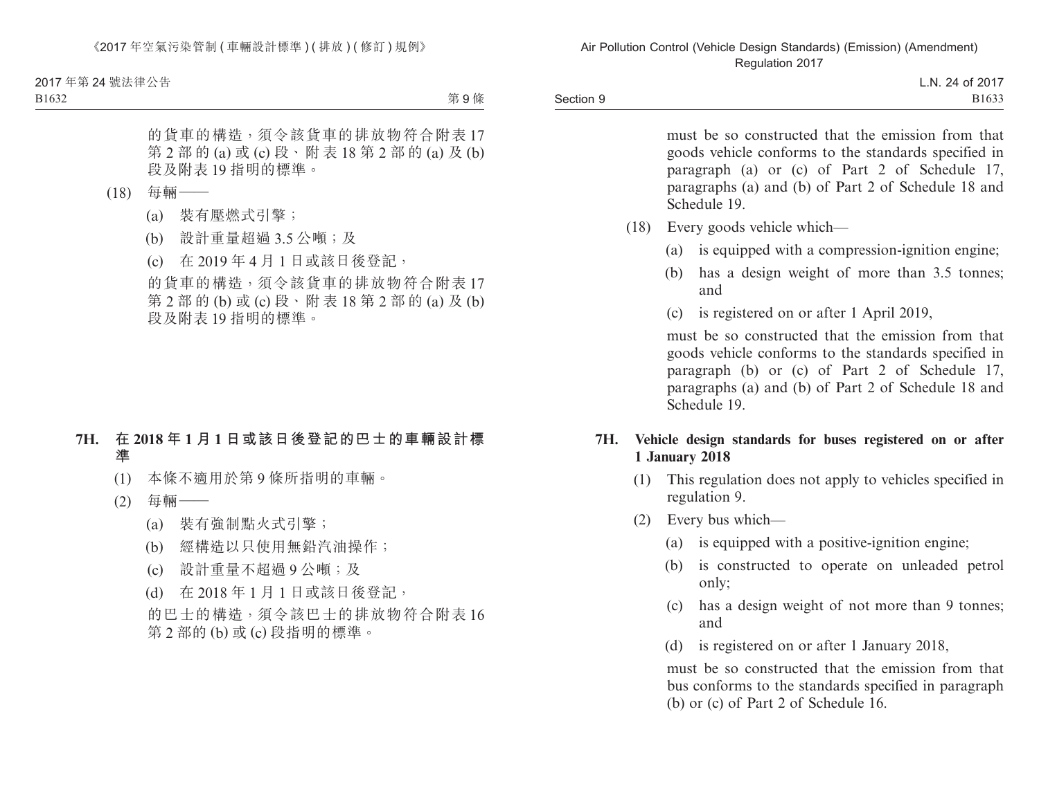的貨車的構造，須令該貨車的排放物符合附表 17 第 2 部的 (a) 或 (c) 段、附表 18 第 2 部的 (a) 及 (b) 段及附表 19 指明的標準。

(18) 每輛——

(a) 裝有壓燃式引擎；

(b) 設計重量超過 3.5 公噸；及

(c) 在 2019 年 4 月 1 日或該日後登記，

的貨車的構造，須令該貨車的排放物符合附表 17 第 2 部的 (b) 或 (c) 段、附表 18 第 2 部的 (a) 及 (b) 段及附表 19 指明的標準。

**7H. 在 2018 年 1 月 1 日或該日後登記的巴士的車輛設計標準**

(1) 本條不適用於第 9 條所指明的車輛。

(2) 每輛——

(a) 裝有強制點火式引擎；

(b) 經構造以只使用無鉛汽油操作；

(c) 設計重量不超過 9 公噸；及

(d) 在 2018 年 1 月 1 日或該日後登記，

的巴士的構造，須令該巴士的排放物符合附表 16 第 2 部的 (b) 或 (c) 段指明的標準。

must be so constructed that the emission from that goods vehicle conforms to the standards specified in paragraph (a) or (c) of Part 2 of Schedule 17, paragraphs (a) and (b) of Part 2 of Schedule 18 and Schedule 19.

(18) Every goods vehicle which—

(a) is equipped with a compression-ignition engine;

(b) has a design weight of more than 3.5 tonnes; and

(c) is registered on or after 1 April 2019,

must be so constructed that the emission from that goods vehicle conforms to the standards specified in paragraph (b) or (c) of Part 2 of Schedule 17, paragraphs (a) and (b) of Part 2 of Schedule 18 and Schedule 19.

**7H. Vehicle design standards for buses registered on or after 1 January 2018**

(1) This regulation does not apply to vehicles specified in regulation 9.

(2) Every bus which—

(a) is equipped with a positive-ignition engine;

(b) is constructed to operate on unleaded petrol only;

(c) has a design weight of not more than 9 tonnes; and

(d) is registered on or after 1 January 2018,

must be so constructed that the emission from that bus conforms to the standards specified in paragraph (b) or (c) of Part 2 of Schedule 16.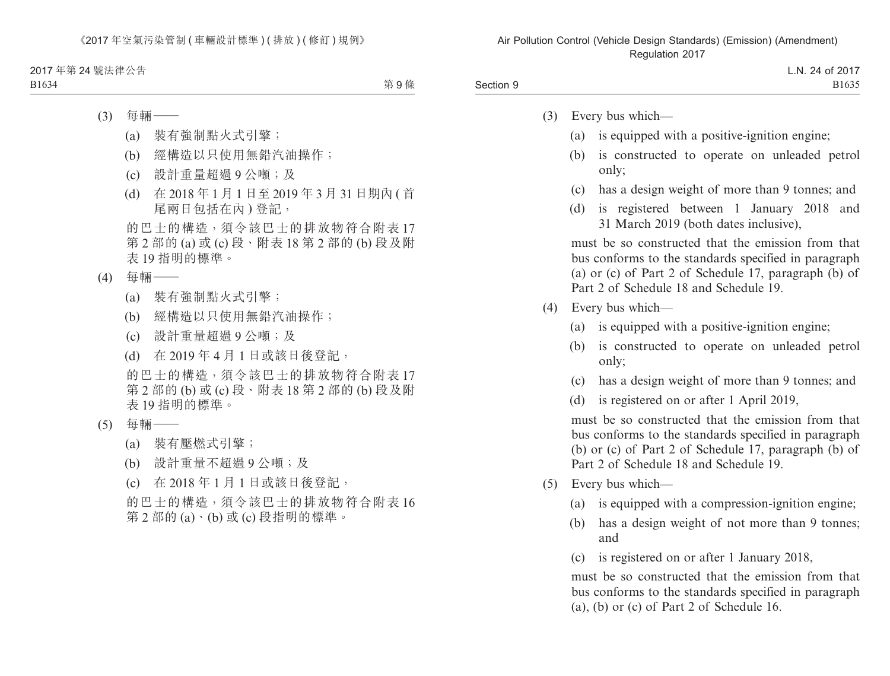(3) 每輛——

(a) 裝有強制點火式引擎；

(b) 經構造以只使用無鉛汽油操作；

(c) 設計重量超過 9 公噸；及

(d) 在 2018 年 1 月 1 日至 2019 年 3 月 31 日期內 (首尾兩日包括在內) 登記，

的巴士的構造，須令該巴士的排放物符合附表 17 第 2 部的 (a) 或 (c) 段、附表 18 第 2 部的 (b) 段及附表 19 指明的標準。

(4) 每輛——

(a) 裝有強制點火式引擎；

(b) 經構造以只使用無鉛汽油操作；

(c) 設計重量超過 9 公噸；及

(d) 在 2019 年 4 月 1 日或該日後登記，

的巴士的構造，須令該巴士的排放物符合附表 17 第 2 部的 (b) 或 (c) 段、附表 18 第 2 部的 (b) 段及附表 19 指明的標準。

(5) 每輛——

(a) 裝有壓燃式引擎；

(b) 設計重量不超過 9 公噸；及

(c) 在 2018 年 1 月 1 日或該日後登記，

的巴士的構造，須令該巴士的排放物符合附表 16 第 2 部的 (a)、(b) 或 (c) 段指明的標準。

(3) Every bus which—

(a) is equipped with a positive-ignition engine;

(b) is constructed to operate on unleaded petrol only;

(c) has a design weight of more than 9 tonnes; and

(d) is registered between 1 January 2018 and 31 March 2019 (both dates inclusive),

must be so constructed that the emission from that bus conforms to the standards specified in paragraph (a) or (c) of Part 2 of Schedule 17, paragraph (b) of Part 2 of Schedule 18 and Schedule 19.

(4) Every bus which—

(a) is equipped with a positive-ignition engine;

(b) is constructed to operate on unleaded petrol only;

(c) has a design weight of more than 9 tonnes; and

(d) is registered on or after 1 April 2019,

must be so constructed that the emission from that bus conforms to the standards specified in paragraph (b) or (c) of Part 2 of Schedule 17, paragraph (b) of Part 2 of Schedule 18 and Schedule 19.

(5) Every bus which—

(a) is equipped with a compression-ignition engine;

(b) has a design weight of not more than 9 tonnes; and

(c) is registered on or after 1 January 2018,

must be so constructed that the emission from that bus conforms to the standards specified in paragraph (a), (b) or (c) of Part 2 of Schedule 16.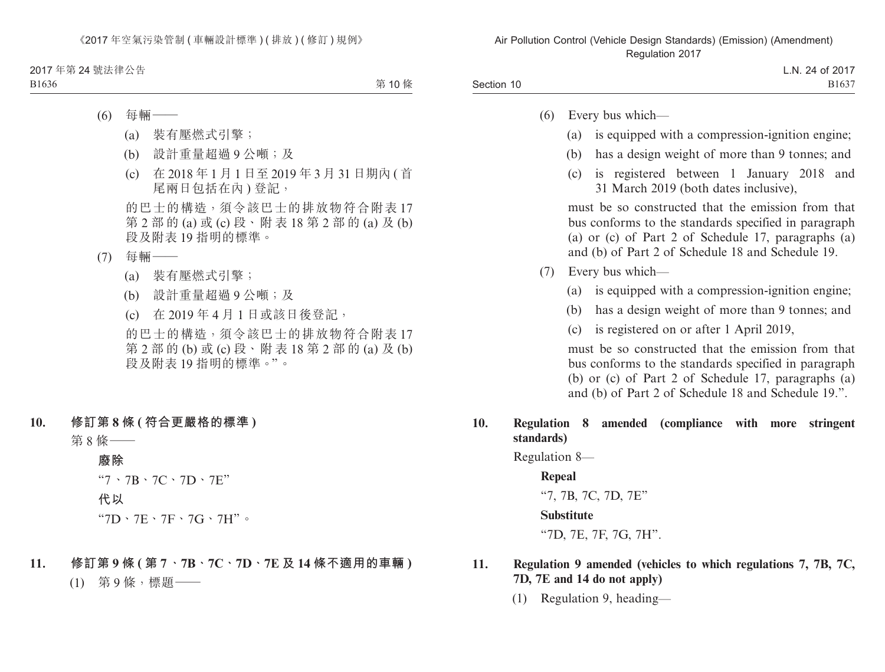(6) 每輛——

(a) 裝有壓燃式引擎；

(b) 設計重量超過 9 公噸；及

(c) 在 2018 年 1 月 1 日至 2019 年 3 月 31 日期內 (首尾兩日包括在內) 登記，

的巴士的構造，須令該巴士的排放物符合附表 17 第 2 部的 (a) 或 (c) 段、附表 18 第 2 部的 (a) 及 (b) 段及附表 19 指明的標準。

(7) 每輛——

(a) 裝有壓燃式引擎；

(b) 設計重量超過 9 公噸；及

(c) 在 2019 年 4 月 1 日或該日後登記，

的巴士的構造，須令該巴士的排放物符合附表 17 第 2 部的 (b) 或 (c) 段、附表 18 第 2 部的 (a) 及 (b) 段及附表 19 指明的標準。”。

**10. 修訂第 8 條 (符合更嚴格的標準)**

第 8 條——

**廢除**

“7、7B、7C、7D、7E”

**代以**

“7D、7E、7F、7G、7H”。

**11. 修訂第 9 條 (第 7、7B、7C、7D、7E 及 14 條不適用的車輛)**

(1) 第 9 條，標題——

(6) Every bus which—

(a) is equipped with a compression-ignition engine;

(b) has a design weight of more than 9 tonnes; and

(c) is registered between 1 January 2018 and 31 March 2019 (both dates inclusive),

must be so constructed that the emission from that bus conforms to the standards specified in paragraph (a) or (c) of Part 2 of Schedule 17, paragraphs (a) and (b) of Part 2 of Schedule 18 and Schedule 19.

(7) Every bus which—

(a) is equipped with a compression-ignition engine;

(b) has a design weight of more than 9 tonnes; and

(c) is registered on or after 1 April 2019,

must be so constructed that the emission from that bus conforms to the standards specified in paragraph (b) or (c) of Part 2 of Schedule 17, paragraphs (a) and (b) of Part 2 of Schedule 18 and Schedule 19.”.

**10. Regulation 8 amended (compliance with more stringent standards)**

Regulation 8—

**Repeal**

“7, 7B, 7C, 7D, 7E”

**Substitute**

“7D, 7E, 7F, 7G, 7H”.

**11. Regulation 9 amended (vehicles to which regulations 7, 7B, 7C, 7D, 7E and 14 do not apply)**

(1) Regulation 9, heading—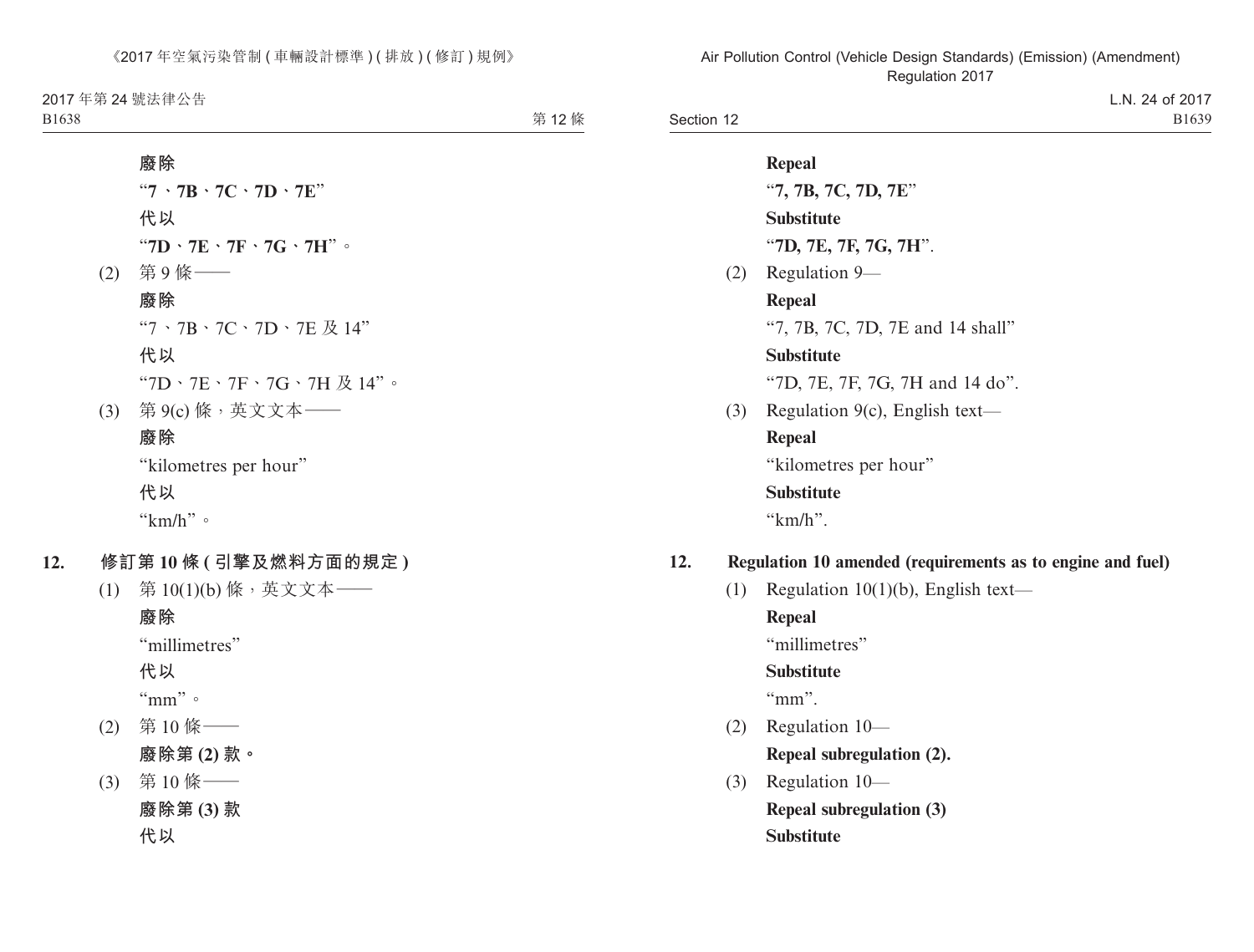**廢除**

“**7、7B、7C、7D、7E**”

**代以**

“**7D、7E、7F、7G、7H**”。

(2) 第 9 條——

**廢除**

“7、7B、7C、7D、7E 及 14”

**代以**

“7D、7E、7F、7G、7H 及 14”。

(3) 第 9(c) 條，英文文本——

**廢除**

“kilometres per hour”

**代以**

“km/h”。

## 12. 修訂第 10 條 (引擎及燃料方面的規定)

(1) 第 10(1)(b) 條，英文文本——

**廢除**

“millimetres”

**代以**

“mm”。

(2) 第 10 條——

**廢除第 (2) 款。**

(3) 第 10 條——

**廢除第 (3) 款**

**代以**

**Repeal**

“**7, 7B, 7C, 7D, 7E**”

**Substitute**

“**7D, 7E, 7F, 7G, 7H**”.

(2) Regulation 9—

**Repeal**

“7, 7B, 7C, 7D, 7E and 14 shall”

**Substitute**

“7D, 7E, 7F, 7G, 7H and 14 do”.

(3) Regulation 9(c), English text—

**Repeal**

“kilometres per hour”

**Substitute**

“km/h”.

## 12. Regulation 10 amended (requirements as to engine and fuel)

(1) Regulation 10(1)(b), English text—

**Repeal**

“millimetres”

**Substitute**

“mm”.

(2) Regulation 10—

**Repeal subregulation (2).**

(3) Regulation 10—

**Repeal subregulation (3)**

**Substitute**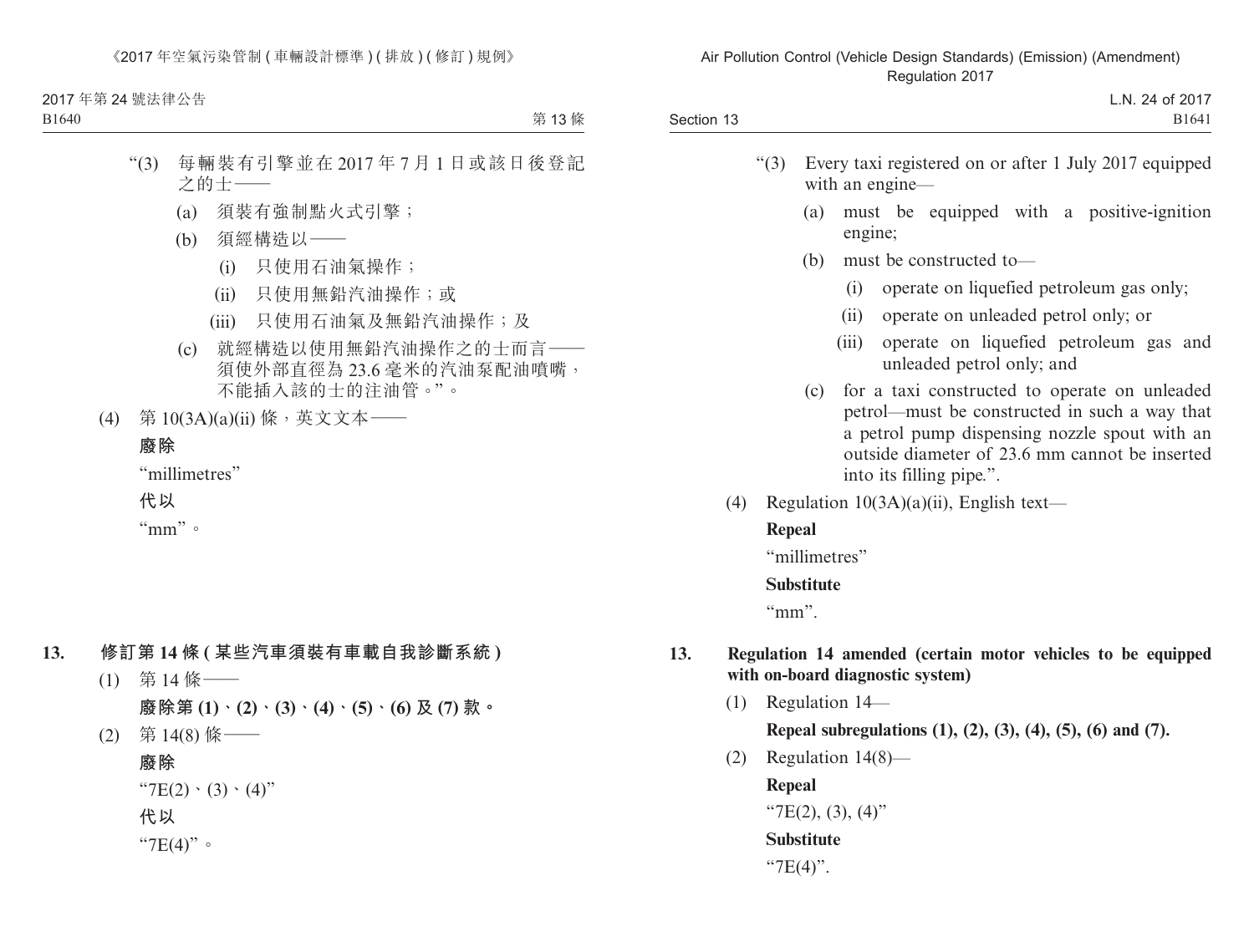“(3) 每輛裝有引擎並在 2017 年 7 月 1 日或該日後登記之的士——

(a) 須裝有強制點火式引擎；

(b) 須經構造以——

(i) 只使用石油氣操作；

(ii) 只使用無鉛汽油操作；或

(iii) 只使用石油氣及無鉛汽油操作；及

(c) 就經構造以使用無鉛汽油操作之的士而言——須使外部直徑為 23.6 毫米的汽油泵配油噴嘴，不能插入該的士的注油管。”。

(4) 第 10(3A)(a)(ii) 條，英文文本——

**廢除**

“millimetres”

**代以**

“mm”。

**13. 修訂第 14 條 (某些汽車須裝有車載自我診斷系統)**

(1) 第 14 條——

**廢除第 (1)、(2)、(3)、(4)、(5)、(6) 及 (7) 款。**

(2) 第 14(8) 條——

**廢除**

“7E(2)、(3)、(4)”

**代以**

“7E(4)”。

“(3) Every taxi registered on or after 1 July 2017 equipped with an engine—

(a) must be equipped with a positive-ignition engine;

(b) must be constructed to—

(i) operate on liquefied petroleum gas only;

(ii) operate on unleaded petrol only; or

(iii) operate on liquefied petroleum gas and unleaded petrol only; and

(c) for a taxi constructed to operate on unleaded petrol—must be constructed in such a way that a petrol pump dispensing nozzle spout with an outside diameter of 23.6 mm cannot be inserted into its filling pipe.”.

(4) Regulation 10(3A)(a)(ii), English text—

**Repeal**

“millimetres”

**Substitute**

“mm”.

**13. Regulation 14 amended (certain motor vehicles to be equipped with on-board diagnostic system)**

(1) Regulation 14—

**Repeal subregulations (1), (2), (3), (4), (5), (6) and (7).**

(2) Regulation 14(8)—

**Repeal**

“7E(2), (3), (4)”

**Substitute**

“7E(4)”.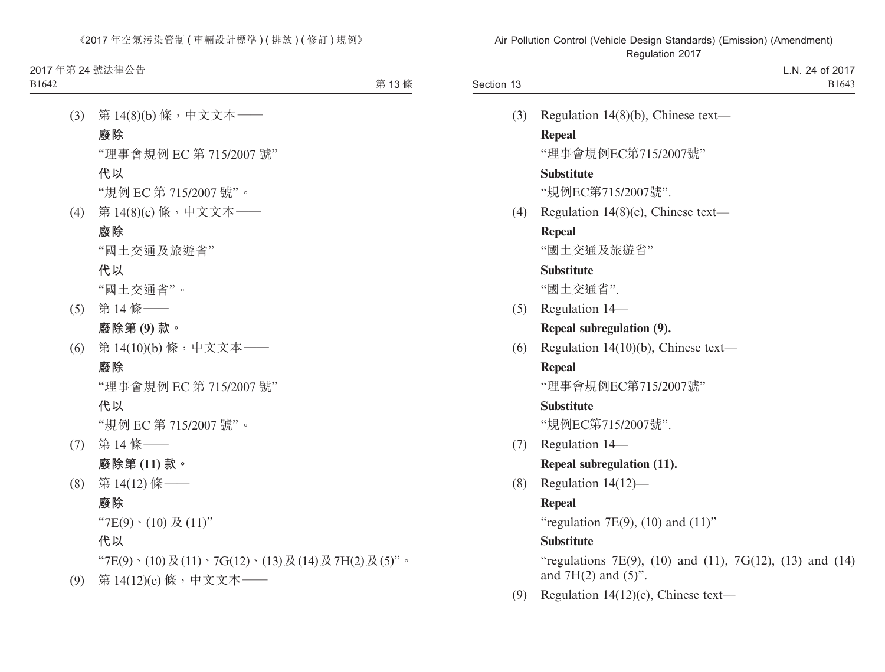(3) 第 14(8)(b) 條，中文文本——

**廢除**

“理事會規例 EC 第 715/2007 號”

**代以**

“規例 EC 第 715/2007 號”。

(4) 第 14(8)(c) 條，中文文本——

**廢除**

“國土交通及旅遊省”

**代以**

“國土交通省”。

(5) 第 14 條——

**廢除第 (9) 款。**

(6) 第 14(10)(b) 條，中文文本——

**廢除**

“理事會規例 EC 第 715/2007 號”

**代以**

“規例 EC 第 715/2007 號”。

(7) 第 14 條——

**廢除第 (11) 款。**

(8) 第 14(12) 條——

**廢除**

“7E(9)、(10) 及 (11)”

**代以**

“7E(9)、(10) 及 (11)、7G(12)、(13) 及 (14) 及 7H(2) 及 (5)”。

(9) 第 14(12)(c) 條，中文文本——

(3) Regulation 14(8)(b), Chinese text—

**Repeal**

“理事會規例EC第715/2007號”

**Substitute**

“規例EC第715/2007號”.

(4) Regulation 14(8)(c), Chinese text—

**Repeal**

“國土交通及旅遊省”

**Substitute**

“國土交通省”.

(5) Regulation 14—

**Repeal subregulation (9).**

(6) Regulation 14(10)(b), Chinese text—

**Repeal**

“理事會規例EC第715/2007號”

**Substitute**

“規例EC第715/2007號”.

(7) Regulation 14—

**Repeal subregulation (11).**

(8) Regulation 14(12)—

**Repeal**

“regulation 7E(9), (10) and (11)”

**Substitute**

“regulations 7E(9), (10) and (11), 7G(12), (13) and (14) and 7H(2) and (5)”.

(9) Regulation 14(12)(c), Chinese text—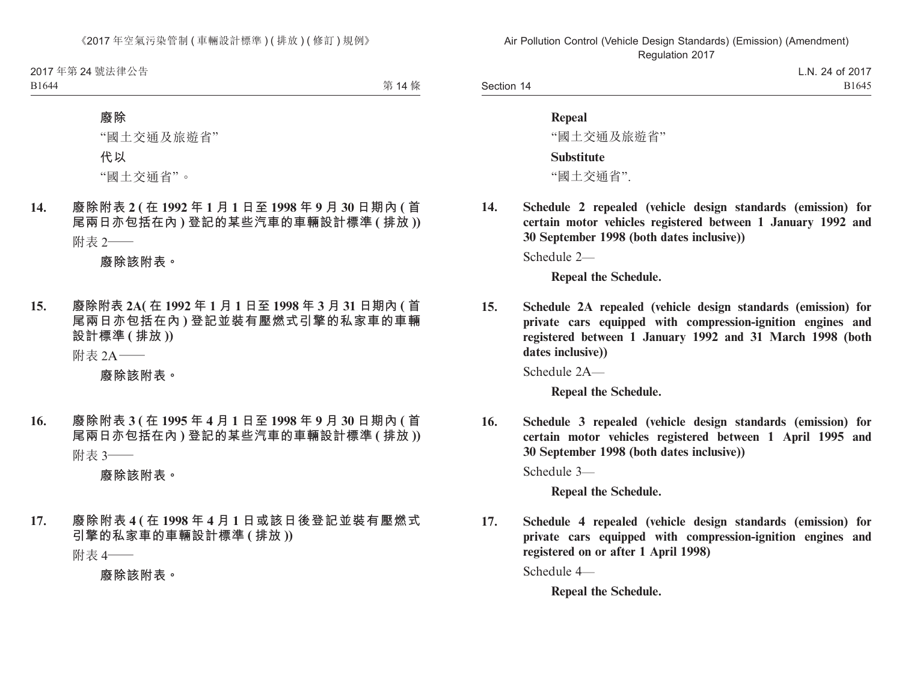**廢除**

“國土交通及旅遊省”

**代以**

“國土交通省”。

**14. 廢除附表 2 ( 在 1992 年 1 月 1 日至 1998 年 9 月 30 日期內 ( 首尾兩日亦包括在內 ) 登記的某些汽車的車輛設計標準 ( 排放 ))**

附表 2——

**廢除該附表。**

**15. 廢除附表 2A( 在 1992 年 1 月 1 日至 1998 年 3 月 31 日期內 ( 首尾兩日亦包括在內 ) 登記並裝有壓燃式引擎的私家車的車輛設計標準 ( 排放 ))**

附表 2A——

**廢除該附表。**

**16. 廢除附表 3 ( 在 1995 年 4 月 1 日至 1998 年 9 月 30 日期內 ( 首尾兩日亦包括在內 ) 登記的某些汽車的車輛設計標準 ( 排放 ))**

附表 3——

**廢除該附表。**

**17. 廢除附表 4 ( 在 1998 年 4 月 1 日或該日後登記並裝有壓燃式引擎的私家車的車輛設計標準 ( 排放 ))**

附表 4——

**廢除該附表。**

**Repeal**

“國土交通及旅遊省”

**Substitute**

“國土交通省”.

**14. Schedule 2 repealed (vehicle design standards (emission) for certain motor vehicles registered between 1 January 1992 and 30 September 1998 (both dates inclusive))**

Schedule 2—

**Repeal the Schedule.**

**15. Schedule 2A repealed (vehicle design standards (emission) for private cars equipped with compression-ignition engines and registered between 1 January 1992 and 31 March 1998 (both dates inclusive))**

Schedule 2A—

**Repeal the Schedule.**

**16. Schedule 3 repealed (vehicle design standards (emission) for certain motor vehicles registered between 1 April 1995 and 30 September 1998 (both dates inclusive))**

Schedule 3—

**Repeal the Schedule.**

**17. Schedule 4 repealed (vehicle design standards (emission) for private cars equipped with compression-ignition engines and registered on or after 1 April 1998)**

Schedule 4—

**Repeal the Schedule.**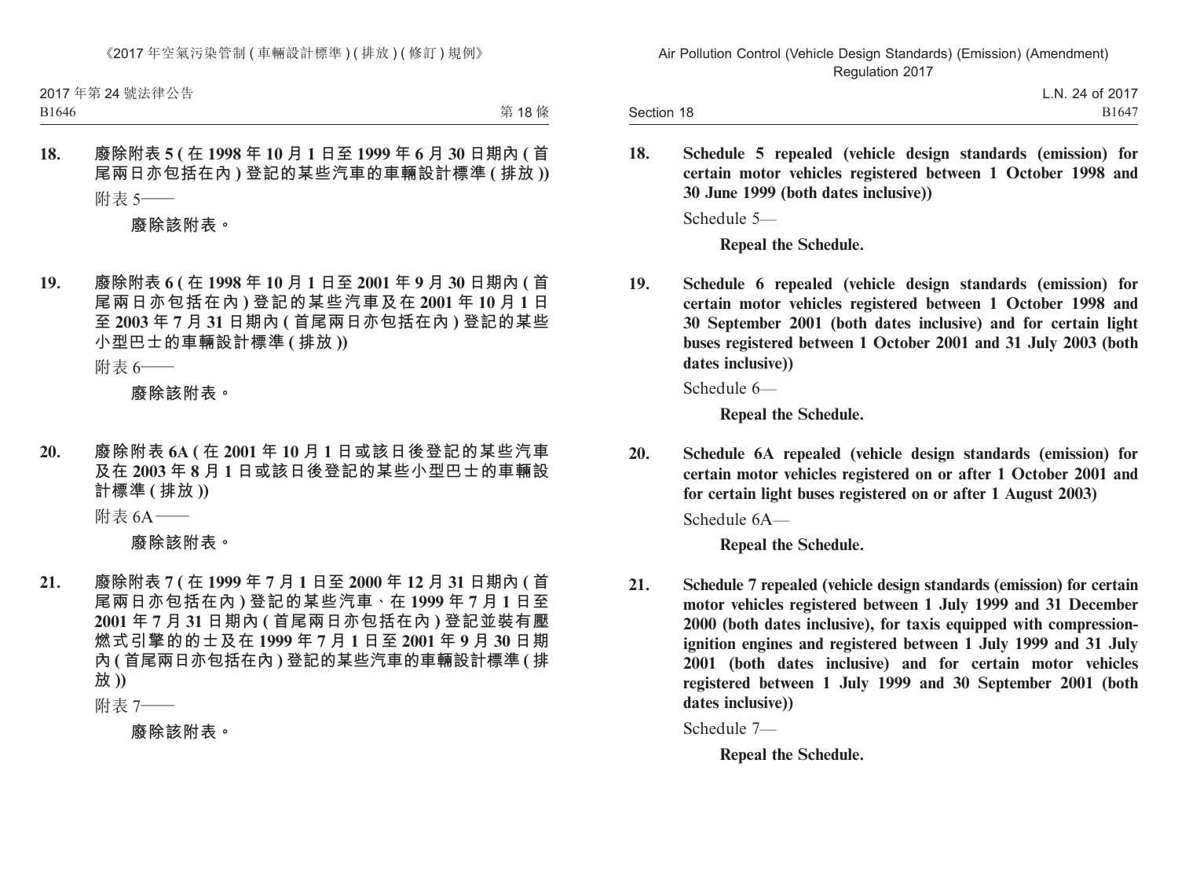**18. 廢除附表 5 (在 1998 年 10 月 1 日至 1999 年 6 月 30 日期內 (首尾兩日亦包括在內) 登記的某些汽車的車輛設計標準 (排放))**

附表 5——

**廢除該附表。**

**19. 廢除附表 6 (在 1998 年 10 月 1 日至 2001 年 9 月 30 日期內 (首尾兩日亦包括在內) 登記的某些汽車及在 2001 年 10 月 1 日至 2003 年 7 月 31 日期內 (首尾兩日亦包括在內) 登記的某些小型巴士的車輛設計標準 (排放))**

附表 6——

**廢除該附表。**

**20. 廢除附表 6A (在 2001 年 10 月 1 日或該日後登記的某些汽車及在 2003 年 8 月 1 日或該日後登記的某些小型巴士的車輛設計標準 (排放))**

附表 6A——

**廢除該附表。**

**21. 廢除附表 7 (在 1999 年 7 月 1 日至 2000 年 12 月 31 日期內 (首尾兩日亦包括在內) 登記的某些汽車、在 1999 年 7 月 1 日至 2001 年 7 月 31 日期內 (首尾兩日亦包括在內) 登記並裝有壓燃式引擎的的士及在 1999 年 7 月 1 日至 2001 年 9 月 30 日期內 (首尾兩日亦包括在內) 登記的某些汽車的車輛設計標準 (排放))**

附表 7——

**廢除該附表。**

**18. Schedule 5 repealed (vehicle design standards (emission) for certain motor vehicles registered between 1 October 1998 and 30 June 1999 (both dates inclusive))**

Schedule 5—

**Repeal the Schedule.**

**19. Schedule 6 repealed (vehicle design standards (emission) for certain motor vehicles registered between 1 October 1998 and 30 September 2001 (both dates inclusive) and for certain light buses registered between 1 October 2001 and 31 July 2003 (both dates inclusive))**

Schedule 6—

**Repeal the Schedule.**

**20. Schedule 6A repealed (vehicle design standards (emission) for certain motor vehicles registered on or after 1 October 2001 and for certain light buses registered on or after 1 August 2003)**

Schedule 6A—

**Repeal the Schedule.**

**21. Schedule 7 repealed (vehicle design standards (emission) for certain motor vehicles registered between 1 July 1999 and 31 December 2000 (both dates inclusive), for taxis equipped with compression-ignition engines and registered between 1 July 1999 and 31 July 2001 (both dates inclusive) and for certain motor vehicles registered between 1 July 1999 and 30 September 2001 (both dates inclusive))**

Schedule 7—

**Repeal the Schedule.**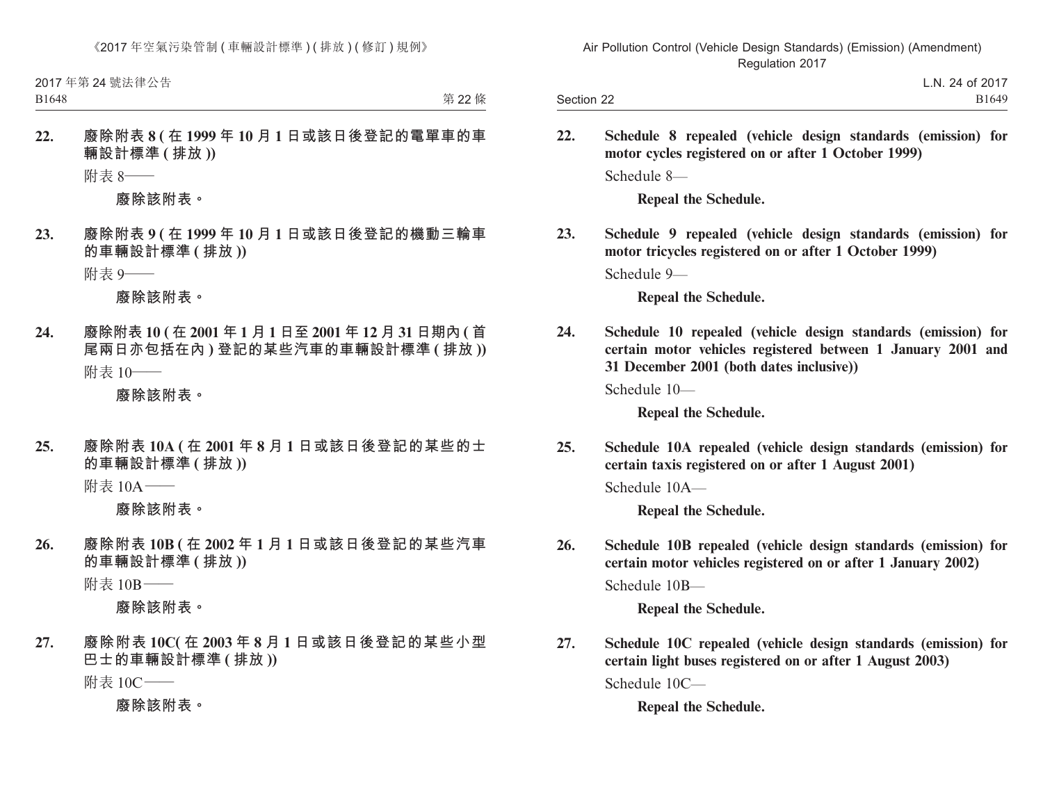**22. 廢除附表 8 ( 在 1999 年 10 月 1 日或該日後登記的電單車的車輛設計標準 ( 排放 ))**

附表 8——

**廢除該附表。**

**23. 廢除附表 9 ( 在 1999 年 10 月 1 日或該日後登記的機動三輪車的車輛設計標準 ( 排放 ))**

附表 9——

**廢除該附表。**

**24. 廢除附表 10 ( 在 2001 年 1 月 1 日至 2001 年 12 月 31 日期內 ( 首尾兩日亦包括在內 ) 登記的某些汽車的車輛設計標準 ( 排放 ))**

附表 10——

**廢除該附表。**

**25. 廢除附表 10A ( 在 2001 年 8 月 1 日或該日後登記的某些的士的車輛設計標準 ( 排放 ))**

附表 10A——

**廢除該附表。**

**26. 廢除附表 10B ( 在 2002 年 1 月 1 日或該日後登記的某些汽車的車輛設計標準 ( 排放 ))**

附表 10B——

**廢除該附表。**

**27. 廢除附表 10C( 在 2003 年 8 月 1 日或該日後登記的某些小型巴士的車輛設計標準 ( 排放 ))**

附表 10C——

**廢除該附表。**

**22. Schedule 8 repealed (vehicle design standards (emission) for motor cycles registered on or after 1 October 1999)**

Schedule 8—

**Repeal the Schedule.**

**23. Schedule 9 repealed (vehicle design standards (emission) for motor tricycles registered on or after 1 October 1999)**

Schedule 9—

**Repeal the Schedule.**

**24. Schedule 10 repealed (vehicle design standards (emission) for certain motor vehicles registered between 1 January 2001 and 31 December 2001 (both dates inclusive))**

Schedule 10—

**Repeal the Schedule.**

**25. Schedule 10A repealed (vehicle design standards (emission) for certain taxis registered on or after 1 August 2001)**

Schedule 10A—

**Repeal the Schedule.**

**26. Schedule 10B repealed (vehicle design standards (emission) for certain motor vehicles registered on or after 1 January 2002)**

Schedule 10B—

**Repeal the Schedule.**

**27. Schedule 10C repealed (vehicle design standards (emission) for certain light buses registered on or after 1 August 2003)**

Schedule 10C—

**Repeal the Schedule.**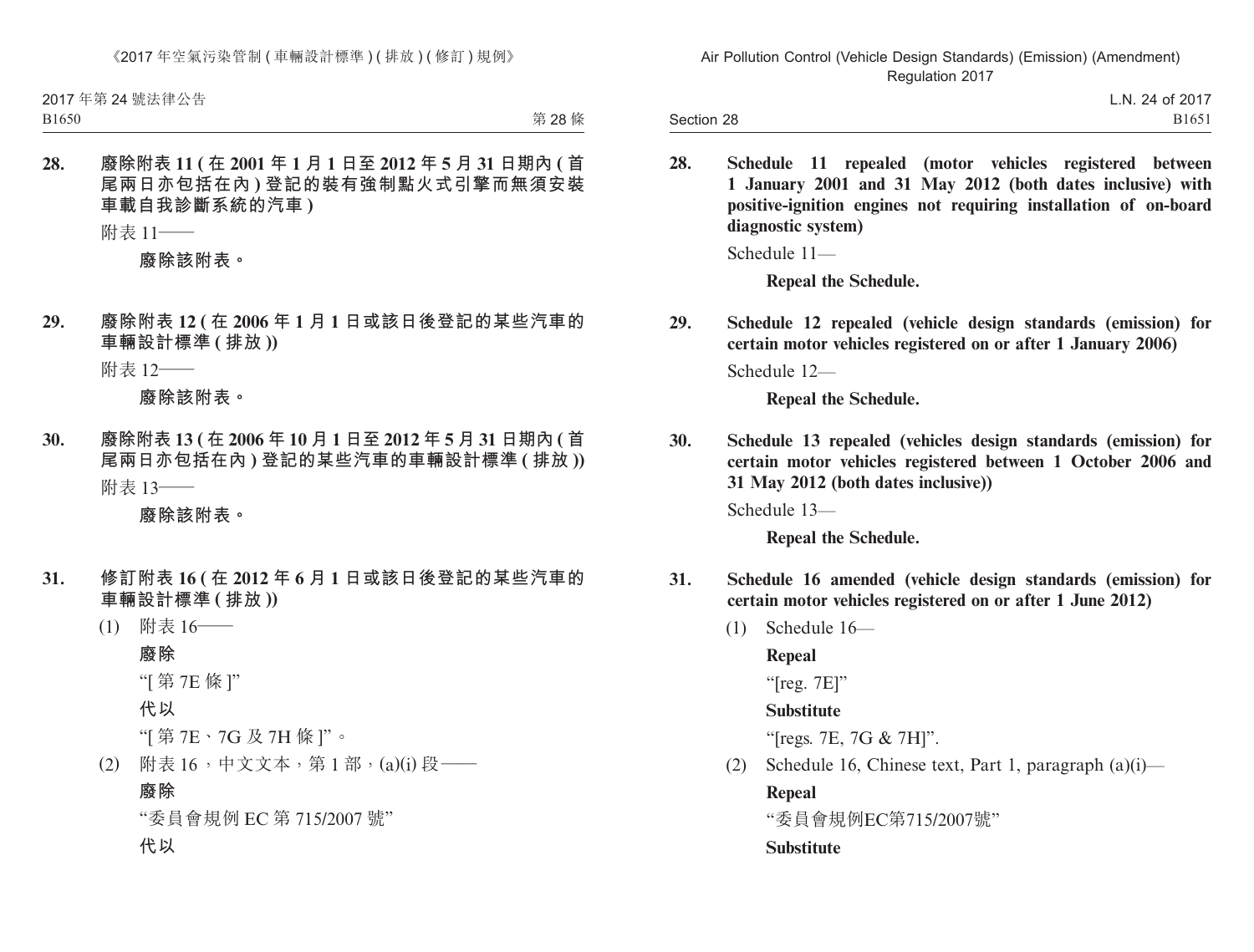**28. 廢除附表 11 (在 2001 年 1 月 1 日至 2012 年 5 月 31 日期內 (首尾兩日亦包括在內) 登記的裝有強制點火式引擎而無須安裝車載自我診斷系統的汽車)**

附表 11——

**廢除該附表。**

**29. 廢除附表 12 (在 2006 年 1 月 1 日或該日後登記的某些汽車的車輛設計標準 (排放))**

附表 12——

**廢除該附表。**

**30. 廢除附表 13 (在 2006 年 10 月 1 日至 2012 年 5 月 31 日期內 (首尾兩日亦包括在內) 登記的某些汽車的車輛設計標準 (排放))**

附表 13——

**廢除該附表。**

**31. 修訂附表 16 (在 2012 年 6 月 1 日或該日後登記的某些汽車的車輛設計標準 (排放))**

(1) 附表 16——

**廢除**

“[ 第 7E 條 ]”

**代以**

“[ 第 7E、7G 及 7H 條 ]”。

(2) 附表 16，中文文本，第 1 部，(a)(i) 段——

**廢除**

“委員會規例 EC 第 715/2007 號”

**代以**

**28. Schedule 11 repealed (motor vehicles registered between 1 January 2001 and 31 May 2012 (both dates inclusive) with positive-ignition engines not requiring installation of on-board diagnostic system)**

Schedule 11—

**Repeal the Schedule.**

**29. Schedule 12 repealed (vehicle design standards (emission) for certain motor vehicles registered on or after 1 January 2006)**

Schedule 12—

**Repeal the Schedule.**

**30. Schedule 13 repealed (vehicles design standards (emission) for certain motor vehicles registered between 1 October 2006 and 31 May 2012 (both dates inclusive))**

Schedule 13—

**Repeal the Schedule.**

**31. Schedule 16 amended (vehicle design standards (emission) for certain motor vehicles registered on or after 1 June 2012)**

(1) Schedule 16—

**Repeal**

“[reg. 7E]”

**Substitute**

“[regs. 7E, 7G & 7H]”.

(2) Schedule 16, Chinese text, Part 1, paragraph (a)(i)—

**Repeal**

“委員會規例EC第715/2007號”

**Substitute**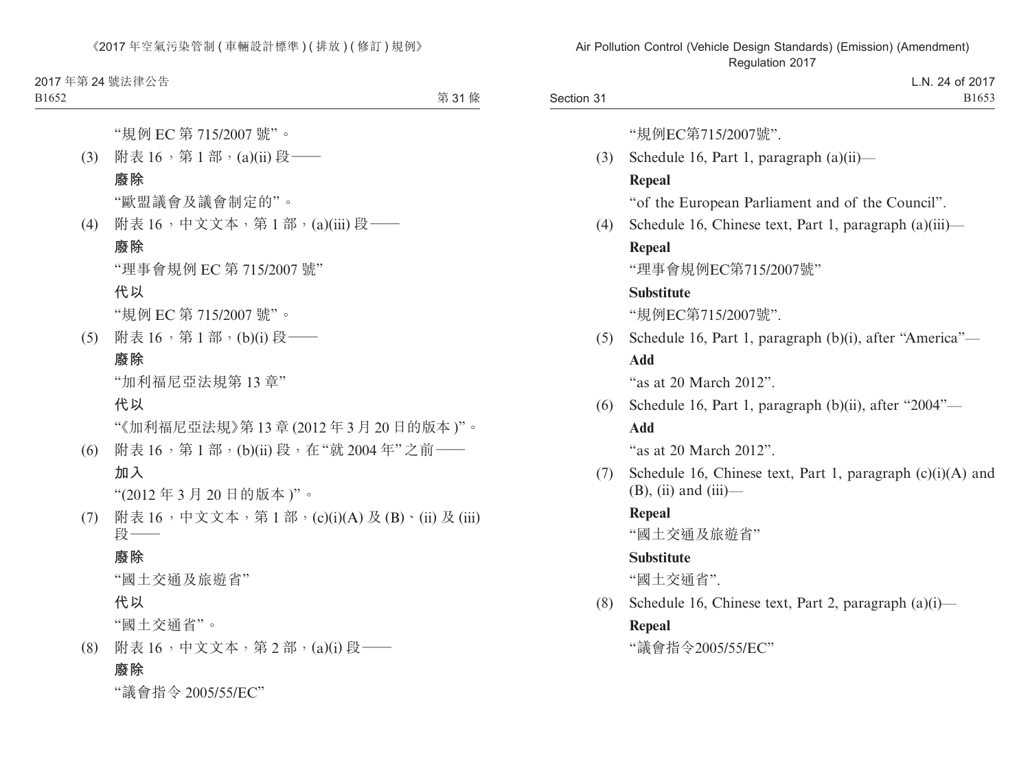“規例 EC 第 715/2007 號”。

(3) 附表 16，第 1 部，(a)(ii) 段——

**廢除**

“歐盟議會及議會制定的”。

(4) 附表 16，中文文本，第 1 部，(a)(iii) 段——

**廢除**

“理事會規例 EC 第 715/2007 號”

**代以**

“規例 EC 第 715/2007 號”。

(5) 附表 16，第 1 部，(b)(i) 段——

**廢除**

“加利福尼亞法規第 13 章”

**代以**

“《加利福尼亞法規》第 13 章 (2012 年 3 月 20 日的版本 )”。

(6) 附表 16，第 1 部，(b)(ii) 段，在“就 2004 年”之前——

**加入**

“(2012 年 3 月 20 日的版本 )”。

(7) 附表 16，中文文本，第 1 部，(c)(i)(A) 及 (B)、(ii) 及 (iii) 段——

**廢除**

“國土交通及旅遊省”

**代以**

“國土交通省”。

(8) 附表 16，中文文本，第 2 部，(a)(i) 段——

**廢除**

“議會指令 2005/55/EC”

“規例EC第715/2007號”.

(3) Schedule 16, Part 1, paragraph (a)(ii)—

**Repeal**

“of the European Parliament and of the Council”.

(4) Schedule 16, Chinese text, Part 1, paragraph (a)(iii)—

**Repeal**

“理事會規例EC第715/2007號”

**Substitute**

“規例EC第715/2007號”.

(5) Schedule 16, Part 1, paragraph (b)(i), after “America”—

**Add**

“as at 20 March 2012”.

(6) Schedule 16, Part 1, paragraph (b)(ii), after “2004”—

**Add**

“as at 20 March 2012”.

(7) Schedule 16, Chinese text, Part 1, paragraph (c)(i)(A) and (B), (ii) and (iii)—

**Repeal**

“國土交通及旅遊省”

**Substitute**

“國土交通省”.

(8) Schedule 16, Chinese text, Part 2, paragraph (a)(i)—

**Repeal**

“議會指令2005/55/EC”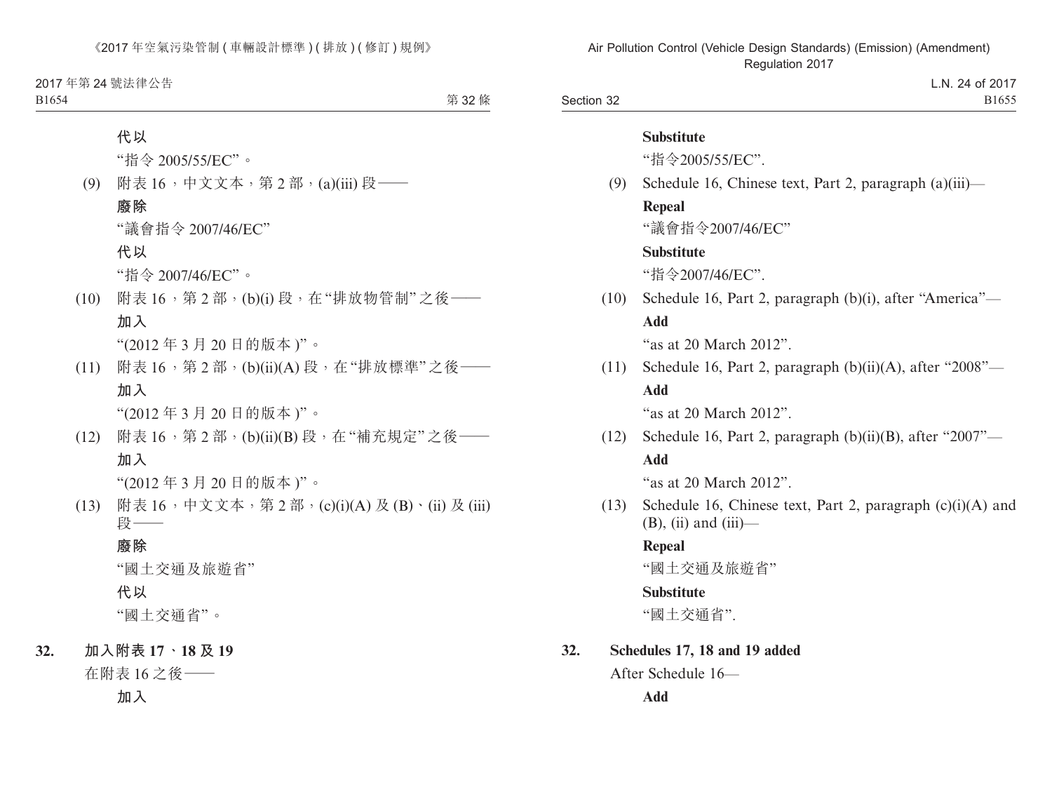代以

"指令 2005/55/EC"。

(9) 附表 16，中文文本，第 2 部，(a)(iii) 段——

**廢除**

"議會指令 2007/46/EC"

**代以**

"指令 2007/46/EC"。

(10) 附表 16，第 2 部，(b)(i) 段，在"排放物管制"之後——

**加入**

"(2012 年 3 月 20 日的版本)"。

(11) 附表 16，第 2 部，(b)(ii)(A) 段，在"排放標準"之後——

**加入**

"(2012 年 3 月 20 日的版本)"。

(12) 附表 16，第 2 部，(b)(ii)(B) 段，在"補充規定"之後——

**加入**

"(2012 年 3 月 20 日的版本)"。

(13) 附表 16，中文文本，第 2 部，(c)(i)(A) 及 (B)、(ii) 及 (iii) 段——

**廢除**

"國土交通及旅遊省"

**代以**

"國土交通省"。

**32. 加入附表 17、18 及 19**

在附表 16 之後——

**加入**

**Substitute**

"指令2005/55/EC".

(9) Schedule 16, Chinese text, Part 2, paragraph (a)(iii)—

**Repeal**

"議會指令2007/46/EC"

**Substitute**

"指令2007/46/EC".

(10) Schedule 16, Part 2, paragraph (b)(i), after "America"—

**Add**

"as at 20 March 2012".

(11) Schedule 16, Part 2, paragraph (b)(ii)(A), after "2008"—

**Add**

"as at 20 March 2012".

(12) Schedule 16, Part 2, paragraph (b)(ii)(B), after "2007"—

**Add**

"as at 20 March 2012".

(13) Schedule 16, Chinese text, Part 2, paragraph (c)(i)(A) and (B), (ii) and (iii)—

**Repeal**

"國土交通及旅遊省"

**Substitute**

"國土交通省".

**32. Schedules 17, 18 and 19 added**

After Schedule 16—

**Add**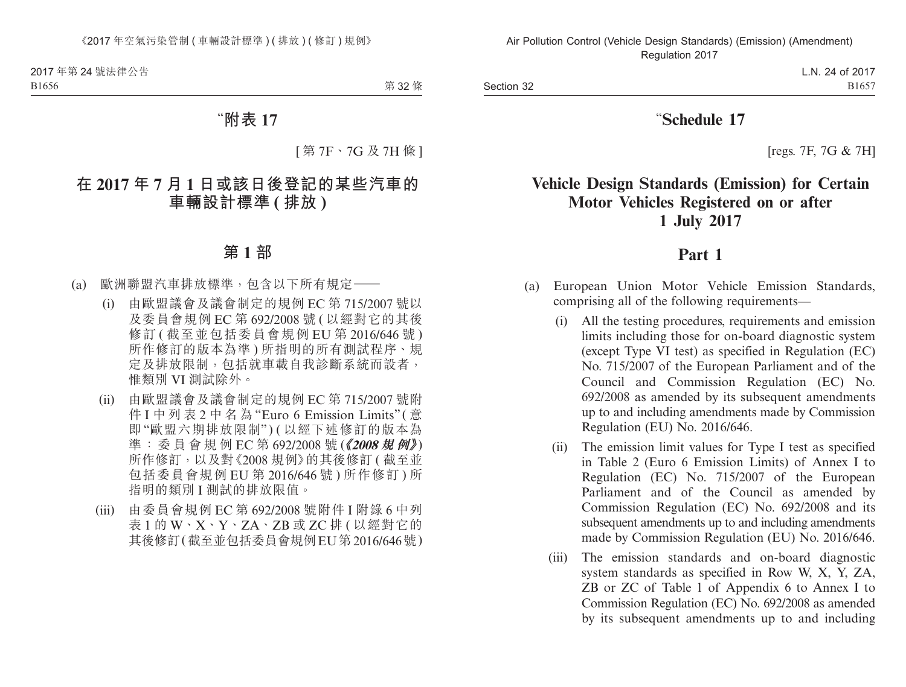"附表 17

[第 7F、7G 及 7H 條]

# 在 2017 年 7 月 1 日或該日後登記的某些汽車的車輛設計標準 (排放)

## 第 1 部

(a) 歐洲聯盟汽車排放標準，包含以下所有規定——

(i) 由歐盟議會及議會制定的規例 EC 第 715/2007 號以及委員會規例 EC 第 692/2008 號 (以經對它的其後修訂 (截至並包括委員會規例 EU 第 2016/646 號) 所作修訂的版本為準) 所指明的所有測試程序、規定及排放限制，包括就車載自我診斷系統而設者，惟類別 VI 測試除外。

(ii) 由歐盟議會及議會制定的規例 EC 第 715/2007 號附件 I 中列表 2 中名為 "Euro 6 Emission Limits" (意即 "歐盟六期排放限制") (以經下述修訂的版本為準：委員會規例 EC 第 692/2008 號 (***《2008 規例》***) 所作修訂，以及對《2008 規例》的其後修訂 (截至並包括委員會規例 EU 第 2016/646 號) 所作修訂) 所指明的類別 I 測試的排放限值。

(iii) 由委員會規例 EC 第 692/2008 號附件 I 附錄 6 中列表 1 的 W、X、Y、ZA、ZB 或 ZC 排 (以經對它的其後修訂 (截至並包括委員會規例 EU 第 2016/646 號)

"Schedule 17

[regs. 7F, 7G & 7H]

# Vehicle Design Standards (Emission) for Certain Motor Vehicles Registered on or after 1 July 2017

## Part 1

(a) European Union Motor Vehicle Emission Standards, comprising all of the following requirements—

(i) All the testing procedures, requirements and emission limits including those for on-board diagnostic system (except Type VI test) as specified in Regulation (EC) No. 715/2007 of the European Parliament and of the Council and Commission Regulation (EC) No. 692/2008 as amended by its subsequent amendments up to and including amendments made by Commission Regulation (EU) No. 2016/646.

(ii) The emission limit values for Type I test as specified in Table 2 (Euro 6 Emission Limits) of Annex I to Regulation (EC) No. 715/2007 of the European Parliament and of the Council as amended by Commission Regulation (EC) No. 692/2008 and its subsequent amendments up to and including amendments made by Commission Regulation (EU) No. 2016/646.

(iii) The emission standards and on-board diagnostic system standards as specified in Row W, X, Y, ZA, ZB or ZC of Table 1 of Appendix 6 to Annex I to Commission Regulation (EC) No. 692/2008 as amended by its subsequent amendments up to and including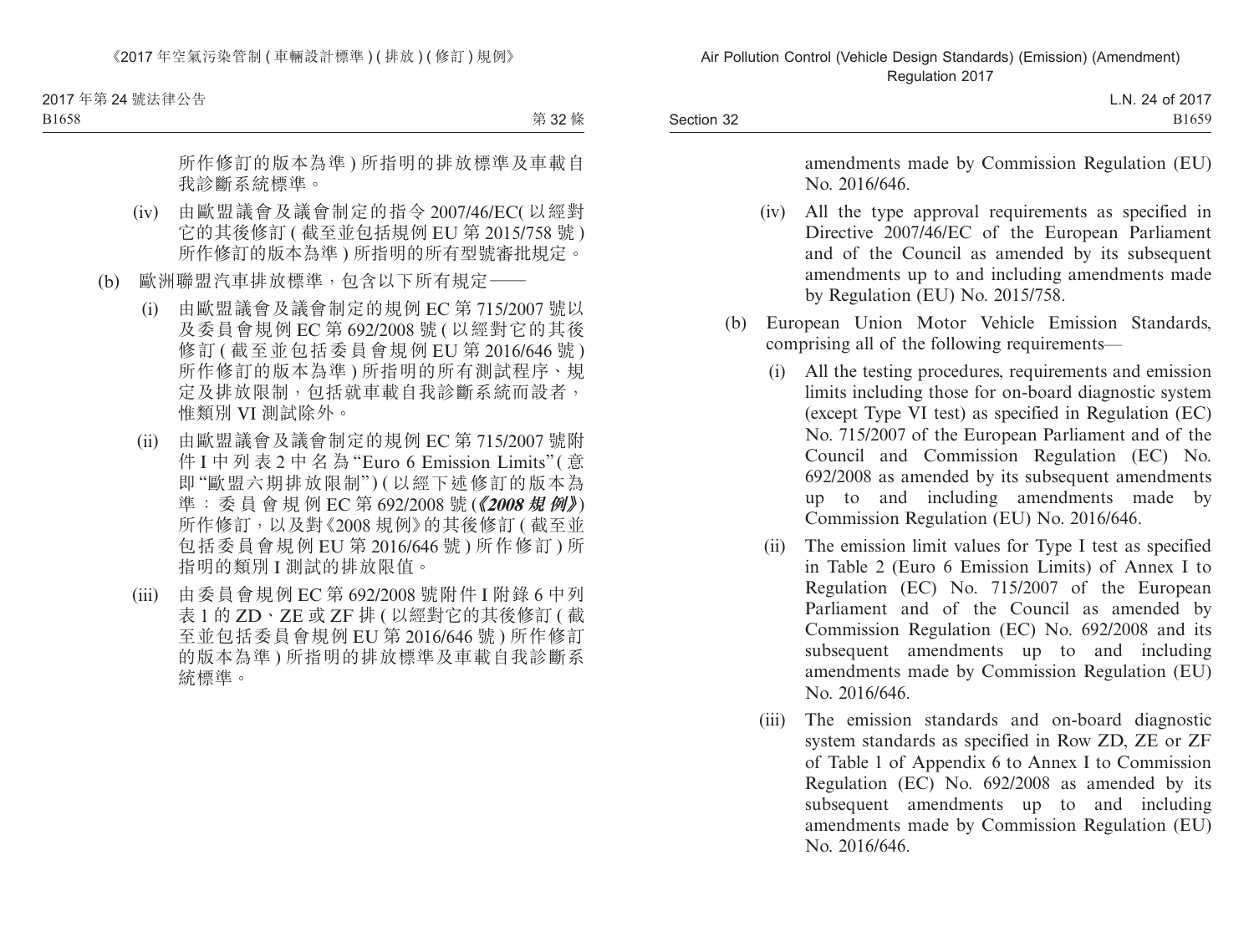所作修訂的版本為準 ) 所指明的排放標準及車載自我診斷系統標準。

(iv) 由歐盟議會及議會制定的指令 2007/46/EC( 以經對它的其後修訂 ( 截至並包括規例 EU 第 2015/758 號 ) 所作修訂的版本為準 ) 所指明的所有型號審批規定。

(b) 歐洲聯盟汽車排放標準，包含以下所有規定——

(i) 由歐盟議會及議會制定的規例 EC 第 715/2007 號以及委員會規例 EC 第 692/2008 號 ( 以經對它的其後修訂 ( 截至並包括委員會規例 EU 第 2016/646 號 ) 所作修訂的版本為準 ) 所指明的所有測試程序、規定及排放限制，包括就車載自我診斷系統而設者，惟類別 VI 測試除外。

(ii) 由歐盟議會及議會制定的規例 EC 第 715/2007 號附件 I 中列表 2 中名為 “Euro 6 Emission Limits” ( 意即 “歐盟六期排放限制” ) ( 以經下述修訂的版本為準：委員會規例 EC 第 692/2008 號 (***《2008 規例》***) 所作修訂，以及對《2008 規例》的其後修訂 ( 截至並包括委員會規例 EU 第 2016/646 號 ) 所作修訂 ) 所指明的類別 I 測試的排放限值。

(iii) 由委員會規例 EC 第 692/2008 號附件 I 附錄 6 中列表 1 的 ZD、ZE 或 ZF 排 ( 以經對它的其後修訂 ( 截至並包括委員會規例 EU 第 2016/646 號 ) 所作修訂的版本為準 ) 所指明的排放標準及車載自我診斷系統標準。

amendments made by Commission Regulation (EU) No. 2016/646.

(iv) All the type approval requirements as specified in Directive 2007/46/EC of the European Parliament and of the Council as amended by its subsequent amendments up to and including amendments made by Regulation (EU) No. 2015/758.

(b) European Union Motor Vehicle Emission Standards, comprising all of the following requirements—

(i) All the testing procedures, requirements and emission limits including those for on-board diagnostic system (except Type VI test) as specified in Regulation (EC) No. 715/2007 of the European Parliament and of the Council and Commission Regulation (EC) No. 692/2008 as amended by its subsequent amendments up to and including amendments made by Commission Regulation (EU) No. 2016/646.

(ii) The emission limit values for Type I test as specified in Table 2 (Euro 6 Emission Limits) of Annex I to Regulation (EC) No. 715/2007 of the European Parliament and of the Council as amended by Commission Regulation (EC) No. 692/2008 and its subsequent amendments up to and including amendments made by Commission Regulation (EU) No. 2016/646.

(iii) The emission standards and on-board diagnostic system standards as specified in Row ZD, ZE or ZF of Table 1 of Appendix 6 to Annex I to Commission Regulation (EC) No. 692/2008 as amended by its subsequent amendments up to and including amendments made by Commission Regulation (EU) No. 2016/646.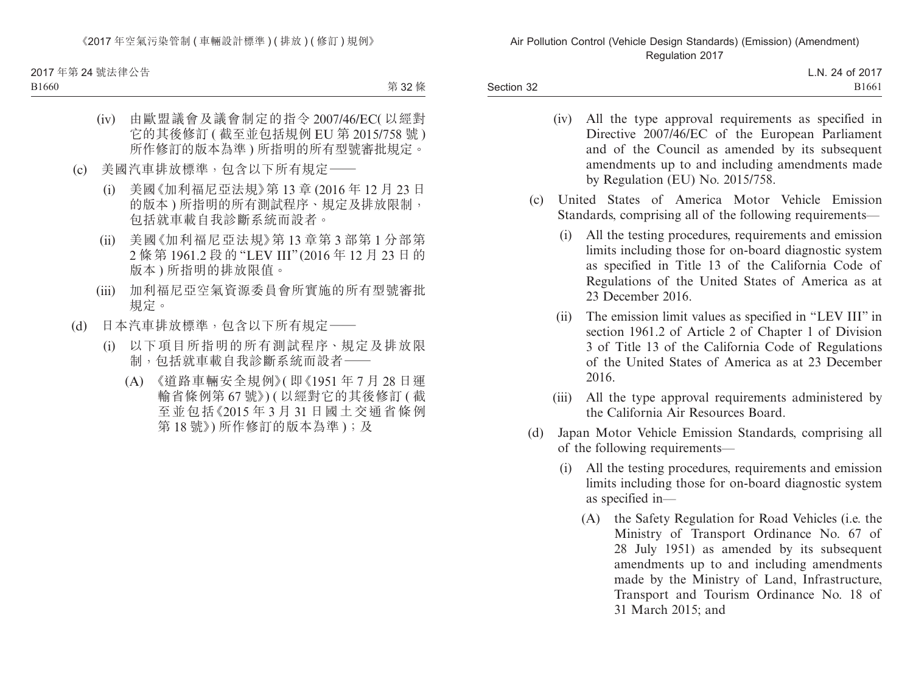(iv) 由歐盟議會及議會制定的指令 2007/46/EC(以經對它的其後修訂 (截至並包括規例 EU 第 2015/758 號) 所作修訂的版本為準) 所指明的所有型號審批規定。

(c) 美國汽車排放標準，包含以下所有規定——

(i) 美國《加利福尼亞法規》第 13 章 (2016 年 12 月 23 日的版本) 所指明的所有測試程序、規定及排放限制，包括就車載自我診斷系統而設者。

(ii) 美國《加利福尼亞法規》第 13 章第 3 部第 1 分部第 2 條第 1961.2 段的 “LEV III” (2016 年 12 月 23 日的版本) 所指明的排放限值。

(iii) 加利福尼亞空氣資源委員會所實施的所有型號審批規定。

(d) 日本汽車排放標準，包含以下所有規定——

(i) 以下項目所指明的所有測試程序、規定及排放限制，包括就車載自我診斷系統而設者——

(A) 《道路車輛安全規例》(即《1951 年 7 月 28 日運輸省條例第 67 號》) (以經對它的其後修訂 (截至並包括《2015 年 3 月 31 日國土交通省條例第 18 號》) 所作修訂的版本為準)；及

(iv) All the type approval requirements as specified in Directive 2007/46/EC of the European Parliament and of the Council as amended by its subsequent amendments up to and including amendments made by Regulation (EU) No. 2015/758.

(c) United States of America Motor Vehicle Emission Standards, comprising all of the following requirements—

(i) All the testing procedures, requirements and emission limits including those for on-board diagnostic system as specified in Title 13 of the California Code of Regulations of the United States of America as at 23 December 2016.

(ii) The emission limit values as specified in “LEV III” in section 1961.2 of Article 2 of Chapter 1 of Division 3 of Title 13 of the California Code of Regulations of the United States of America as at 23 December 2016.

(iii) All the type approval requirements administered by the California Air Resources Board.

(d) Japan Motor Vehicle Emission Standards, comprising all of the following requirements—

(i) All the testing procedures, requirements and emission limits including those for on-board diagnostic system as specified in—

(A) the Safety Regulation for Road Vehicles (i.e. the Ministry of Transport Ordinance No. 67 of 28 July 1951) as amended by its subsequent amendments up to and including amendments made by the Ministry of Land, Infrastructure, Transport and Tourism Ordinance No. 18 of 31 March 2015; and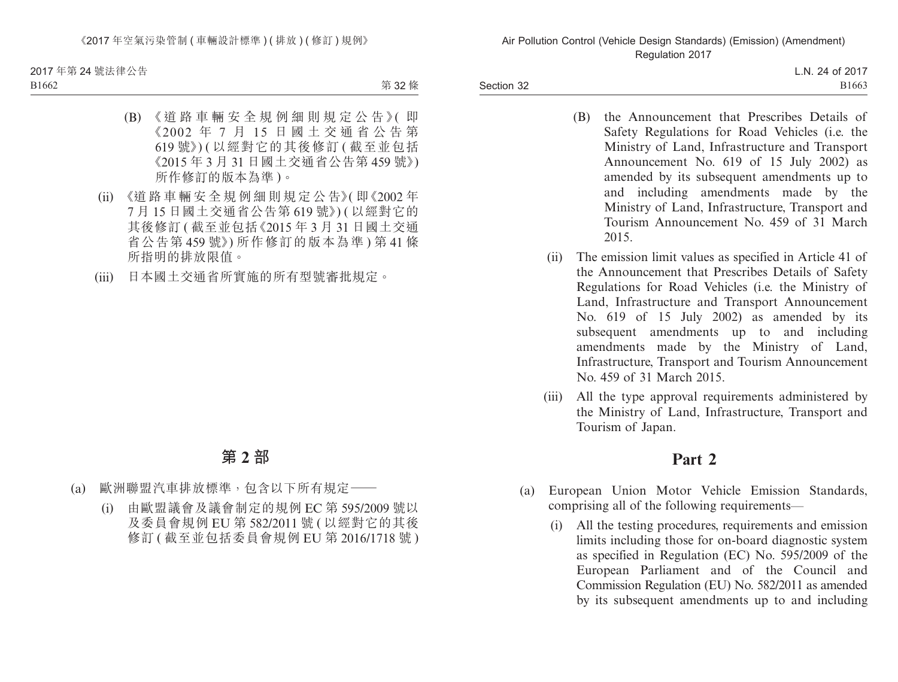(B) 《道路車輛安全規例細則規定公告》(即《2002 年 7 月 15 日國土交通省公告第 619 號》) (以經對它的其後修訂 (截至並包括《2015 年 3 月 31 日國土交通省公告第 459 號》) 所作修訂的版本為準)。

(ii) 《道路車輛安全規例細則規定公告》(即《2002 年 7 月 15 日國土交通省公告第 619 號》) (以經對它的其後修訂 (截至並包括《2015 年 3 月 31 日國土交通省公告第 459 號》) 所作修訂的版本為準) 第 41 條所指明的排放限值。

(iii) 日本國土交通省所實施的所有型號審批規定。

## 第 2 部

(a) 歐洲聯盟汽車排放標準，包含以下所有規定——

(i) 由歐盟議會及議會制定的規例 EC 第 595/2009 號以及委員會規例 EU 第 582/2011 號 (以經對它的其後修訂 (截至並包括委員會規例 EU 第 2016/1718 號)

(B) the Announcement that Prescribes Details of Safety Regulations for Road Vehicles (i.e. the Ministry of Land, Infrastructure and Transport Announcement No. 619 of 15 July 2002) as amended by its subsequent amendments up to and including amendments made by the Ministry of Land, Infrastructure, Transport and Tourism Announcement No. 459 of 31 March 2015.

(ii) The emission limit values as specified in Article 41 of the Announcement that Prescribes Details of Safety Regulations for Road Vehicles (i.e. the Ministry of Land, Infrastructure and Transport Announcement No. 619 of 15 July 2002) as amended by its subsequent amendments up to and including amendments made by the Ministry of Land, Infrastructure, Transport and Tourism Announcement No. 459 of 31 March 2015.

(iii) All the type approval requirements administered by the Ministry of Land, Infrastructure, Transport and Tourism of Japan.

## Part 2

(a) European Union Motor Vehicle Emission Standards, comprising all of the following requirements—

(i) All the testing procedures, requirements and emission limits including those for on-board diagnostic system as specified in Regulation (EC) No. 595/2009 of the European Parliament and of the Council and Commission Regulation (EU) No. 582/2011 as amended by its subsequent amendments up to and including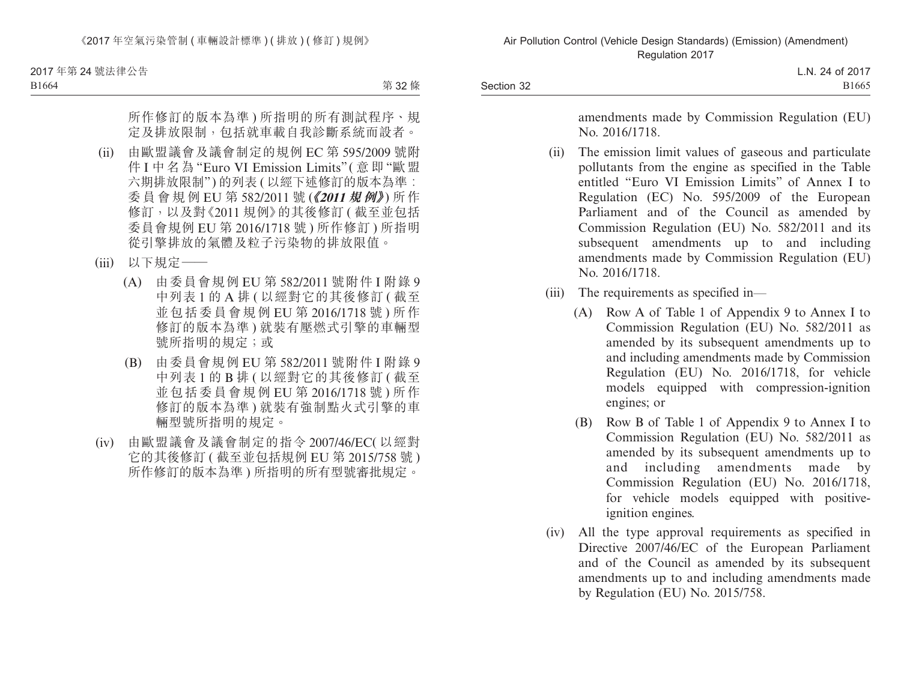所作修訂的版本為準 ) 所指明的所有測試程序、規定及排放限制，包括就車載自我診斷系統而設者。

(ii) 由歐盟議會及議會制定的規例 EC 第 595/2009 號附件 I 中名為 “Euro VI Emission Limits” ( 意即 “歐盟六期排放限制” ) 的列表 ( 以經下述修訂的版本為準：委員會規例 EU 第 582/2011 號 (***《2011 規例》***) 所作修訂，以及對《2011 規例》的其後修訂 ( 截至並包括委員會規例 EU 第 2016/1718 號 ) 所作修訂 ) 所指明從引擎排放的氣體及粒子污染物的排放限值。

(iii) 以下規定——

(A) 由委員會規例 EU 第 582/2011 號附件 I 附錄 9 中列表 1 的 A 排 ( 以經對它的其後修訂 ( 截至並包括委員會規例 EU 第 2016/1718 號 ) 所作修訂的版本為準 ) 就裝有壓燃式引擎的車輛型號所指明的規定；或

(B) 由委員會規例 EU 第 582/2011 號附件 I 附錄 9 中列表 1 的 B 排 ( 以經對它的其後修訂 ( 截至並包括委員會規例 EU 第 2016/1718 號 ) 所作修訂的版本為準 ) 就裝有強制點火式引擎的車輛型號所指明的規定。

(iv) 由歐盟議會及議會制定的指令 2007/46/EC( 以經對它的其後修訂 ( 截至並包括規例 EU 第 2015/758 號 ) 所作修訂的版本為準 ) 所指明的所有型號審批規定。

amendments made by Commission Regulation (EU) No. 2016/1718.

(ii) The emission limit values of gaseous and particulate pollutants from the engine as specified in the Table entitled “Euro VI Emission Limits” of Annex I to Regulation (EC) No. 595/2009 of the European Parliament and of the Council as amended by Commission Regulation (EU) No. 582/2011 and its subsequent amendments up to and including amendments made by Commission Regulation (EU) No. 2016/1718.

(iii) The requirements as specified in—

(A) Row A of Table 1 of Appendix 9 to Annex I to Commission Regulation (EU) No. 582/2011 as amended by its subsequent amendments up to and including amendments made by Commission Regulation (EU) No. 2016/1718, for vehicle models equipped with compression-ignition engines; or

(B) Row B of Table 1 of Appendix 9 to Annex I to Commission Regulation (EU) No. 582/2011 as amended by its subsequent amendments up to and including amendments made by Commission Regulation (EU) No. 2016/1718, for vehicle models equipped with positive-ignition engines.

(iv) All the type approval requirements as specified in Directive 2007/46/EC of the European Parliament and of the Council as amended by its subsequent amendments up to and including amendments made by Regulation (EU) No. 2015/758.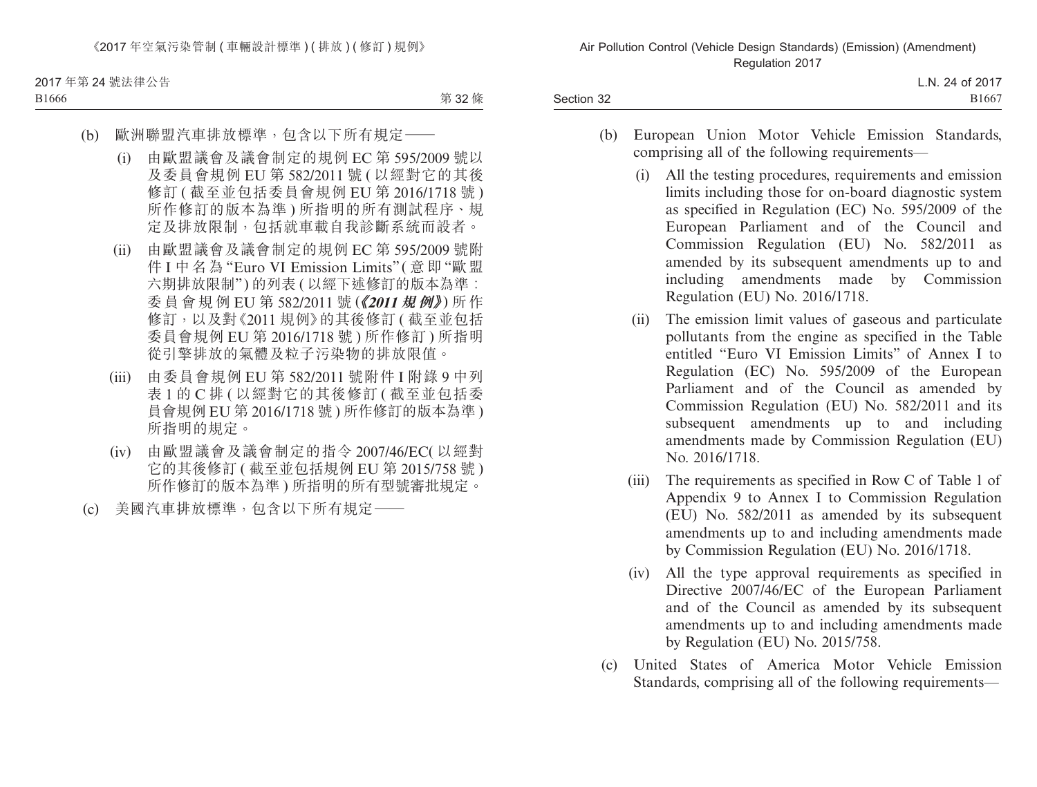(b) 歐洲聯盟汽車排放標準，包含以下所有規定——

(i) 由歐盟議會及議會制定的規例 EC 第 595/2009 號以及委員會規例 EU 第 582/2011 號 (以經對它的其後修訂 (截至並包括委員會規例 EU 第 2016/1718 號) 所作修訂的版本為準) 所指明的所有測試程序、規定及排放限制，包括就車載自我診斷系統而設者。

(ii) 由歐盟議會及議會制定的規例 EC 第 595/2009 號附件 I 中名為 “Euro VI Emission Limits” (意即 “歐盟六期排放限制”) 的列表 (以經下述修訂的版本為準：委員會規例 EU 第 582/2011 號 (***《2011 規例》***) 所作修訂，以及對《2011 規例》的其後修訂 (截至並包括委員會規例 EU 第 2016/1718 號) 所作修訂) 所指明從引擎排放的氣體及粒子污染物的排放限值。

(iii) 由委員會規例 EU 第 582/2011 號附件 I 附錄 9 中列表 1 的 C 排 (以經對它的其後修訂 (截至並包括委員會規例 EU 第 2016/1718 號) 所作修訂的版本為準) 所指明的規定。

(iv) 由歐盟議會及議會制定的指令 2007/46/EC (以經對它的其後修訂 (截至並包括規例 EU 第 2015/758 號) 所作修訂的版本為準) 所指明的所有型號審批規定。

(c) 美國汽車排放標準，包含以下所有規定——

(b) European Union Motor Vehicle Emission Standards, comprising all of the following requirements—

(i) All the testing procedures, requirements and emission limits including those for on-board diagnostic system as specified in Regulation (EC) No. 595/2009 of the European Parliament and of the Council and Commission Regulation (EU) No. 582/2011 as amended by its subsequent amendments up to and including amendments made by Commission Regulation (EU) No. 2016/1718.

(ii) The emission limit values of gaseous and particulate pollutants from the engine as specified in the Table entitled “Euro VI Emission Limits” of Annex I to Regulation (EC) No. 595/2009 of the European Parliament and of the Council as amended by Commission Regulation (EU) No. 582/2011 and its subsequent amendments up to and including amendments made by Commission Regulation (EU) No. 2016/1718.

(iii) The requirements as specified in Row C of Table 1 of Appendix 9 to Annex I to Commission Regulation (EU) No. 582/2011 as amended by its subsequent amendments up to and including amendments made by Commission Regulation (EU) No. 2016/1718.

(iv) All the type approval requirements as specified in Directive 2007/46/EC of the European Parliament and of the Council as amended by its subsequent amendments up to and including amendments made by Regulation (EU) No. 2015/758.

(c) United States of America Motor Vehicle Emission Standards, comprising all of the following requirements—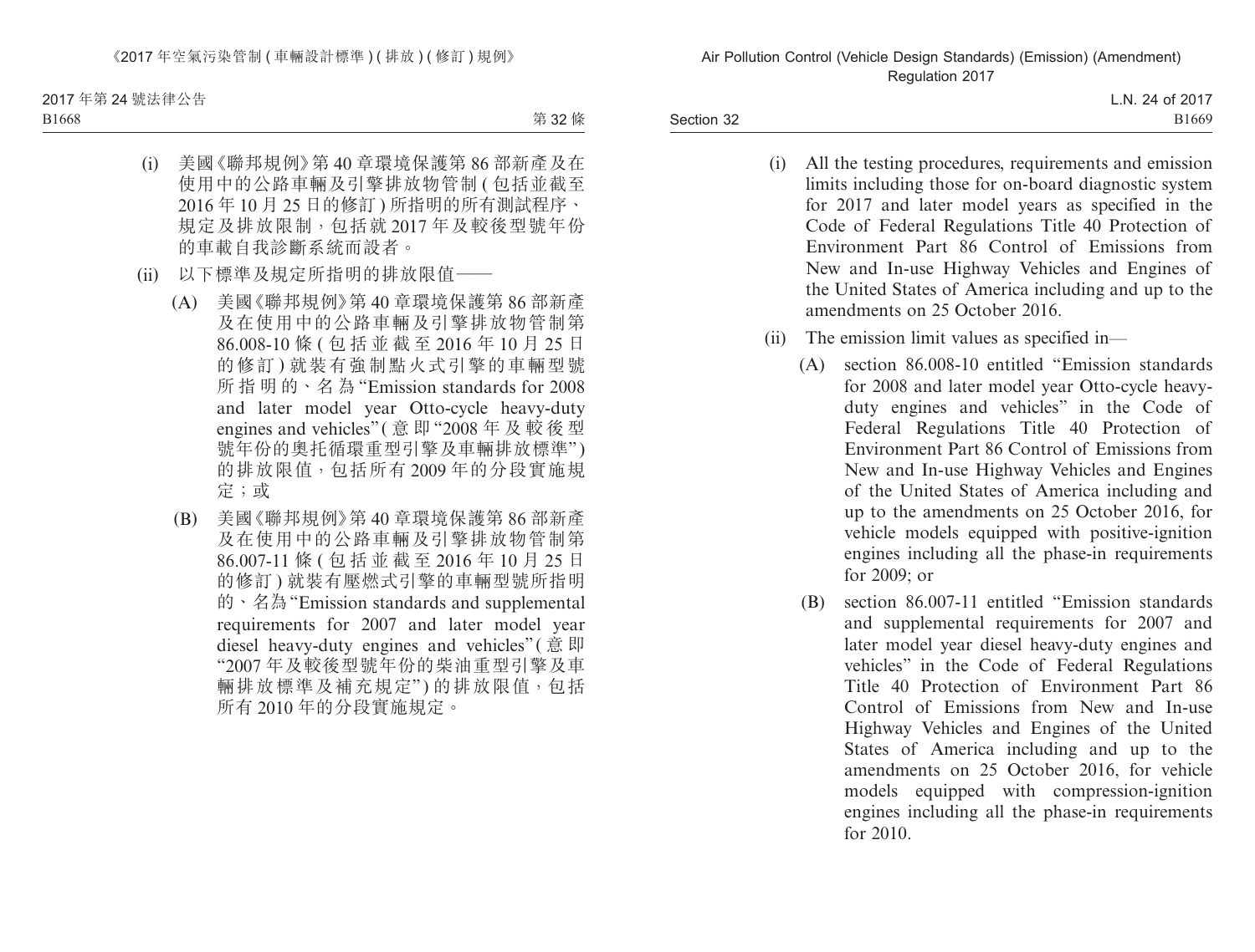(i) 美國《聯邦規例》第 40 章環境保護第 86 部新產及在使用中的公路車輛及引擎排放物管制 ( 包括並截至 2016 年 10 月 25 日的修訂 ) 所指明的所有測試程序、規定及排放限制，包括就 2017 年及較後型號年份的車載自我診斷系統而設者。

(ii) 以下標準及規定所指明的排放限值——

(A) 美國《聯邦規例》第 40 章環境保護第 86 部新產及在使用中的公路車輛及引擎排放物管制第 86.008-10 條 ( 包括並截至 2016 年 10 月 25 日的修訂 ) 就裝有強制點火式引擎的車輛型號所指明的、名為 “Emission standards for 2008 and later model year Otto-cycle heavy-duty engines and vehicles” ( 意即 “2008 年及較後型號年份的奧托循環重型引擎及車輛排放標準” ) 的排放限值，包括所有 2009 年的分段實施規定；或

(B) 美國《聯邦規例》第 40 章環境保護第 86 部新產及在使用中的公路車輛及引擎排放物管制第 86.007-11 條 ( 包括並截至 2016 年 10 月 25 日的修訂 ) 就裝有壓燃式引擎的車輛型號所指明的、名為 “Emission standards and supplemental requirements for 2007 and later model year diesel heavy-duty engines and vehicles” ( 意即 “2007 年及較後型號年份的柴油重型引擎及車輛排放標準及補充規定” ) 的排放限值，包括所有 2010 年的分段實施規定。

(i) All the testing procedures, requirements and emission limits including those for on-board diagnostic system for 2017 and later model years as specified in the Code of Federal Regulations Title 40 Protection of Environment Part 86 Control of Emissions from New and In-use Highway Vehicles and Engines of the United States of America including and up to the amendments on 25 October 2016.

(ii) The emission limit values as specified in—

(A) section 86.008-10 entitled “Emission standards for 2008 and later model year Otto-cycle heavy-duty engines and vehicles” in the Code of Federal Regulations Title 40 Protection of Environment Part 86 Control of Emissions from New and In-use Highway Vehicles and Engines of the United States of America including and up to the amendments on 25 October 2016, for vehicle models equipped with positive-ignition engines including all the phase-in requirements for 2009; or

(B) section 86.007-11 entitled “Emission standards and supplemental requirements for 2007 and later model year diesel heavy-duty engines and vehicles” in the Code of Federal Regulations Title 40 Protection of Environment Part 86 Control of Emissions from New and In-use Highway Vehicles and Engines of the United States of America including and up to the amendments on 25 October 2016, for vehicle models equipped with compression-ignition engines including all the phase-in requirements for 2010.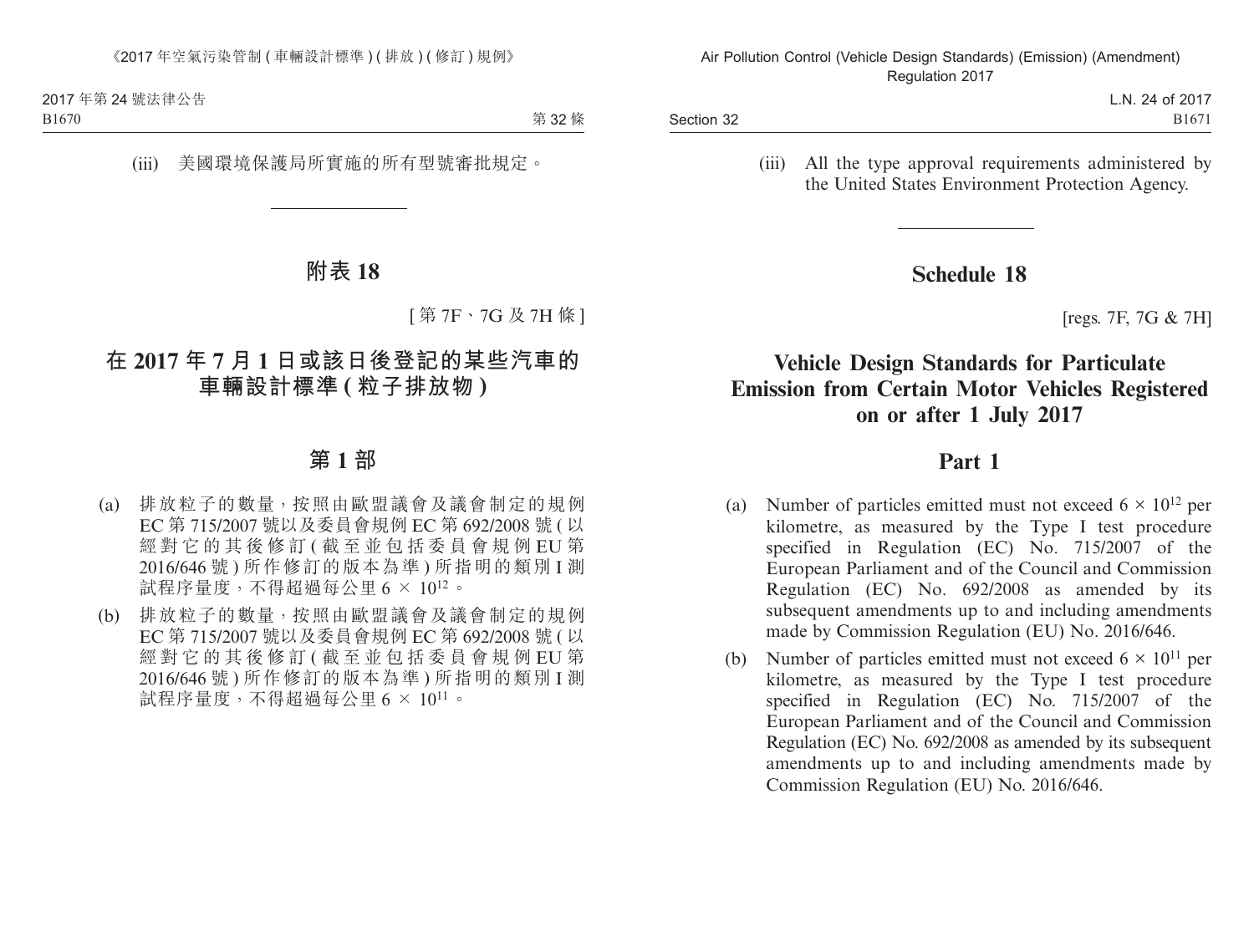(iii) 美國環境保護局所實施的所有型號審批規定。

# 附表 18

[第 7F、7G 及 7H 條]

## 在 2017 年 7 月 1 日或該日後登記的某些汽車的車輛設計標準 (粒子排放物)

### 第 1 部

(a) 排放粒子的數量，按照由歐盟議會及議會制定的規例 EC 第 715/2007 號以及委員會規例 EC 第 692/2008 號 (以經對它的其後修訂 (截至並包括委員會規例 EU 第 2016/646 號) 所作修訂的版本為準) 所指明的類別 I 測試程序量度，不得超過每公里 $6 \times 10^{12}$。

(b) 排放粒子的數量，按照由歐盟議會及議會制定的規例 EC 第 715/2007 號以及委員會規例 EC 第 692/2008 號 (以經對它的其後修訂 (截至並包括委員會規例 EU 第 2016/646 號) 所作修訂的版本為準) 所指明的類別 I 測試程序量度，不得超過每公里 $6 \times 10^{11}$。

(iii) All the type approval requirements administered by the United States Environment Protection Agency.

# Schedule 18

[regs. 7F, 7G & 7H]

## Vehicle Design Standards for Particulate Emission from Certain Motor Vehicles Registered on or after 1 July 2017

### Part 1

(a) Number of particles emitted must not exceed $6 \times 10^{12}$ per kilometre, as measured by the Type I test procedure specified in Regulation (EC) No. 715/2007 of the European Parliament and of the Council and Commission Regulation (EC) No. 692/2008 as amended by its subsequent amendments up to and including amendments made by Commission Regulation (EU) No. 2016/646.

(b) Number of particles emitted must not exceed $6 \times 10^{11}$ per kilometre, as measured by the Type I test procedure specified in Regulation (EC) No. 715/2007 of the European Parliament and of the Council and Commission Regulation (EC) No. 692/2008 as amended by its subsequent amendments up to and including amendments made by Commission Regulation (EU) No. 2016/646.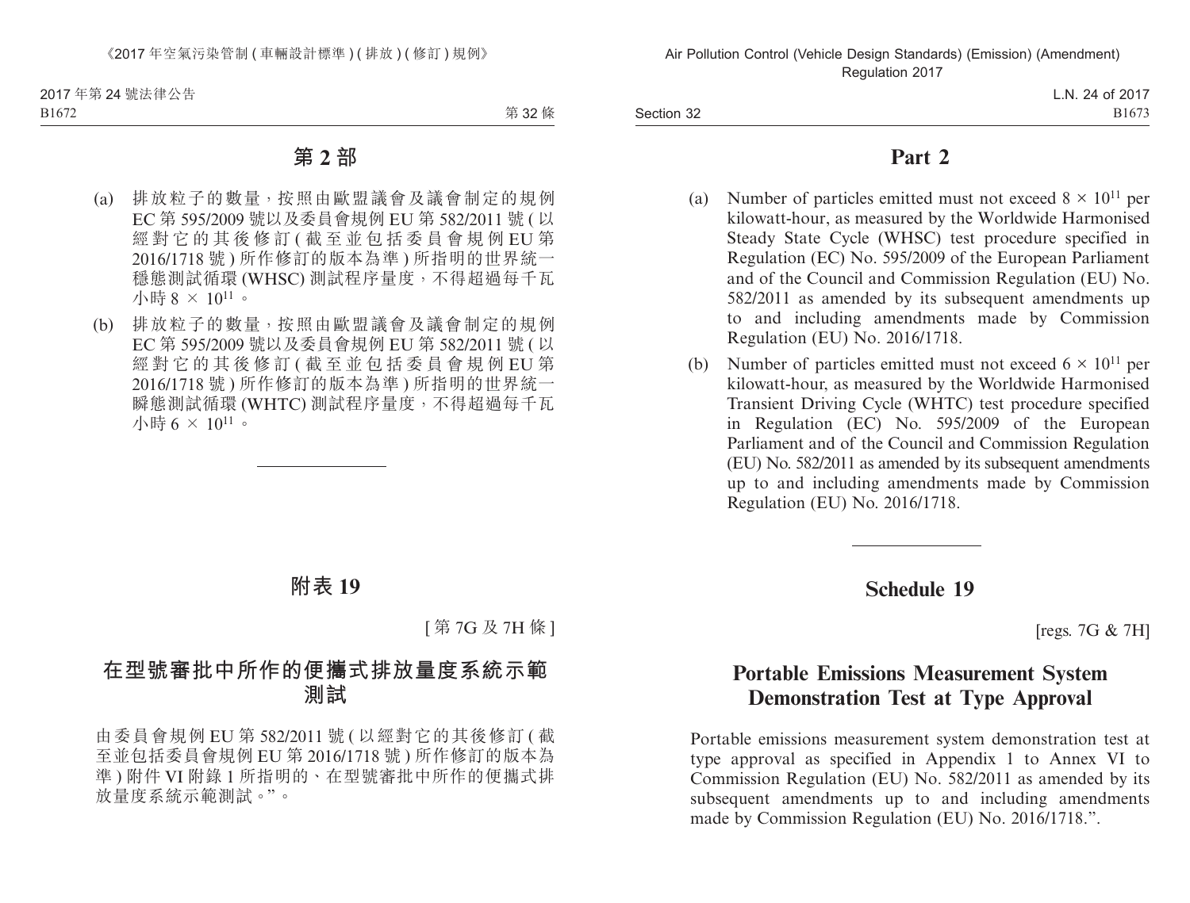## 第 2 部

(a) 排放粒子的數量，按照由歐盟議會及議會制定的規例 EC 第 595/2009 號以及委員會規例 EU 第 582/2011 號 (以經對它的其後修訂 (截至並包括委員會規例 EU 第 2016/1718 號) 所作修訂的版本為準) 所指明的世界統一穩態測試循環 (WHSC) 測試程序量度，不得超過每千瓦小時 $8 \times 10^{11}$。

(b) 排放粒子的數量，按照由歐盟議會及議會制定的規例 EC 第 595/2009 號以及委員會規例 EU 第 582/2011 號 (以經對它的其後修訂 (截至並包括委員會規例 EU 第 2016/1718 號) 所作修訂的版本為準) 所指明的世界統一瞬態測試循環 (WHTC) 測試程序量度，不得超過每千瓦小時 $6 \times 10^{11}$。

---

## 附表 19

[第 7G 及 7H 條]

## 在型號審批中所作的便攜式排放量度系統示範測試

由委員會規例 EU 第 582/2011 號 (以經對它的其後修訂 (截至並包括委員會規例 EU 第 2016/1718 號) 所作修訂的版本為準) 附件 VI 附錄 1 所指明的、在型號審批中所作的便攜式排放量度系統示範測試。”。

## Part 2

(a) Number of particles emitted must not exceed $8 \times 10^{11}$ per kilowatt-hour, as measured by the Worldwide Harmonised Steady State Cycle (WHSC) test procedure specified in Regulation (EC) No. 595/2009 of the European Parliament and of the Council and Commission Regulation (EU) No. 582/2011 as amended by its subsequent amendments up to and including amendments made by Commission Regulation (EU) No. 2016/1718.

(b) Number of particles emitted must not exceed $6 \times 10^{11}$ per kilowatt-hour, as measured by the Worldwide Harmonised Transient Driving Cycle (WHTC) test procedure specified in Regulation (EC) No. 595/2009 of the European Parliament and of the Council and Commission Regulation (EU) No. 582/2011 as amended by its subsequent amendments up to and including amendments made by Commission Regulation (EU) No. 2016/1718.

---

## Schedule 19

[regs. 7G & 7H]

## Portable Emissions Measurement System Demonstration Test at Type Approval

Portable emissions measurement system demonstration test at type approval as specified in Appendix 1 to Annex VI to Commission Regulation (EU) No. 582/2011 as amended by its subsequent amendments up to and including amendments made by Commission Regulation (EU) No. 2016/1718.”.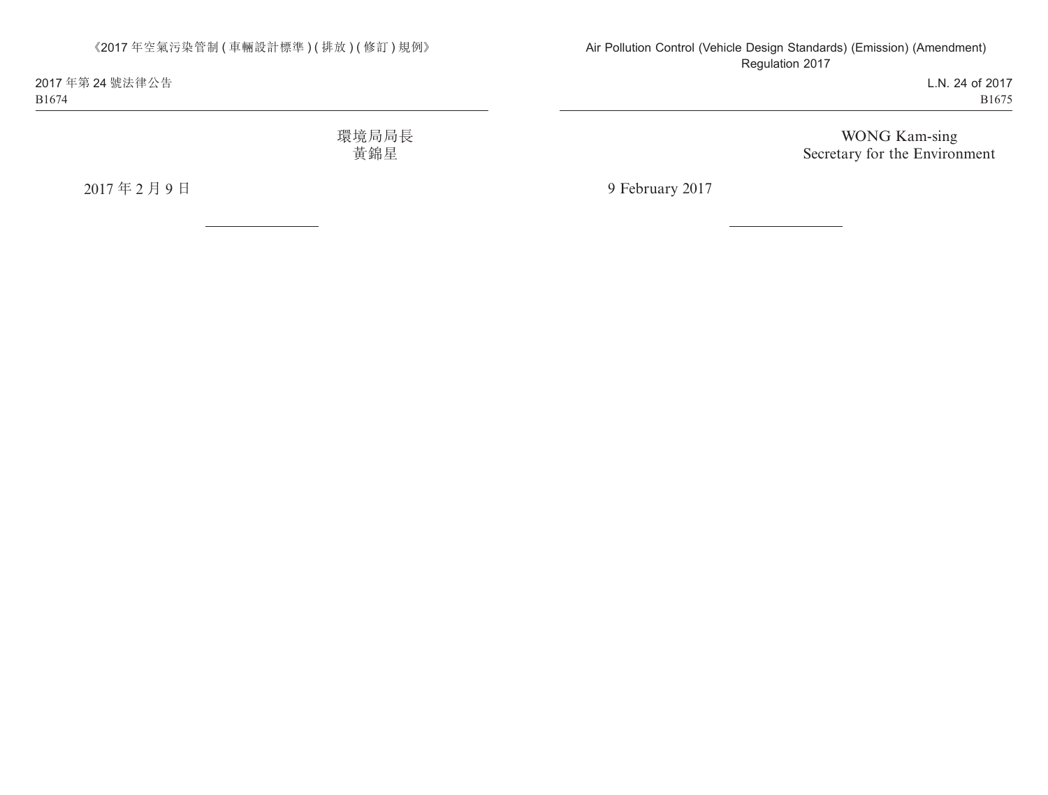環境局局長
黃錦星

2017 年 2 月 9 日

WONG Kam-sing
Secretary for the Environment

9 February 2017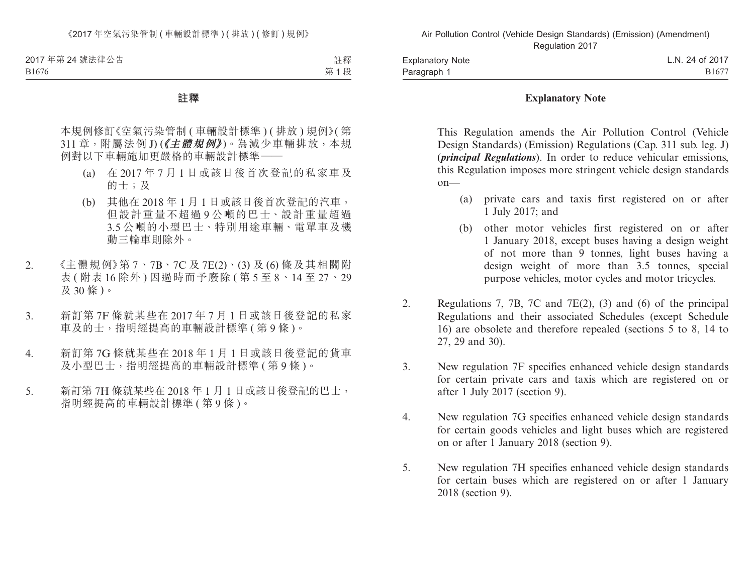## 註釋

本規例修訂《空氣污染管制 (車輛設計標準) (排放) 規例》(第 311 章，附屬法例 J) (《***主體規例***》)。為減少車輛排放，本規例對以下車輛施加更嚴格的車輛設計標準——

(a) 在 2017 年 7 月 1 日或該日後首次登記的私家車及的士；及

(b) 其他在 2018 年 1 月 1 日或該日後首次登記的汽車，但設計重量不超過 9 公噸的巴士、設計重量超過 3.5 公噸的小型巴士、特別用途車輛、電單車及機動三輪車則除外。

2. 《主體規例》第 7、7B、7C 及 7E(2)、(3) 及 (6) 條及其相關附表 (附表 16 除外) 因過時而予廢除 (第 5 至 8、14 至 27、29 及 30 條)。

3. 新訂第 7F 條就某些在 2017 年 7 月 1 日或該日後登記的私家車及的士，指明經提高的車輛設計標準 (第 9 條)。

4. 新訂第 7G 條就某些在 2018 年 1 月 1 日或該日後登記的貨車及小型巴士，指明經提高的車輛設計標準 (第 9 條)。

5. 新訂第 7H 條就某些在 2018 年 1 月 1 日或該日後登記的巴士，指明經提高的車輛設計標準 (第 9 條)。

## Explanatory Note

This Regulation amends the Air Pollution Control (Vehicle Design Standards) (Emission) Regulations (Cap. 311 sub. leg. J) (***principal Regulations***). In order to reduce vehicular emissions, this Regulation imposes more stringent vehicle design standards on—

(a) private cars and taxis first registered on or after 1 July 2017; and

(b) other motor vehicles first registered on or after 1 January 2018, except buses having a design weight of not more than 9 tonnes, light buses having a design weight of more than 3.5 tonnes, special purpose vehicles, motor cycles and motor tricycles.

2. Regulations 7, 7B, 7C and 7E(2), (3) and (6) of the principal Regulations and their associated Schedules (except Schedule 16) are obsolete and therefore repealed (sections 5 to 8, 14 to 27, 29 and 30).

3. New regulation 7F specifies enhanced vehicle design standards for certain private cars and taxis which are registered on or after 1 July 2017 (section 9).

4. New regulation 7G specifies enhanced vehicle design standards for certain goods vehicles and light buses which are registered on or after 1 January 2018 (section 9).

5. New regulation 7H specifies enhanced vehicle design standards for certain buses which are registered on or after 1 January 2018 (section 9).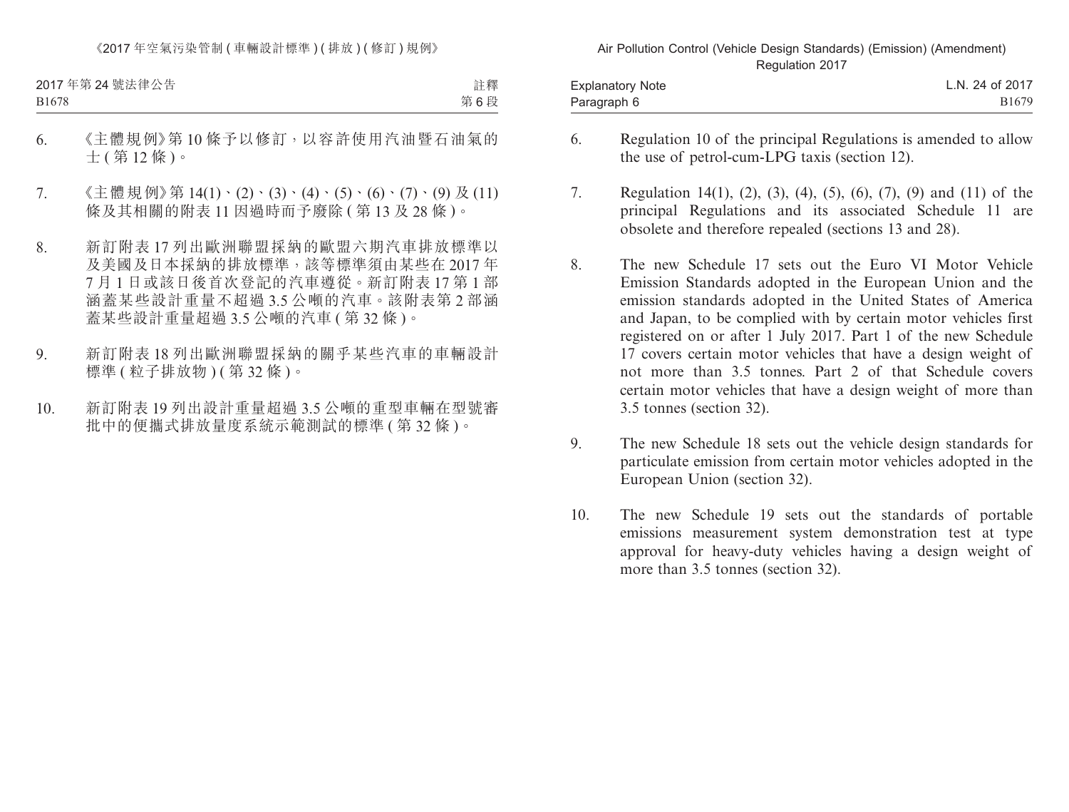6. 《主體規例》第 10 條予以修訂，以容許使用汽油暨石油氣的士 ( 第 12 條 )。

7. 《主體規例》第 14(1)、(2)、(3)、(4)、(5)、(6)、(7)、(9) 及 (11) 條及其相關的附表 11 因過時而予廢除 ( 第 13 及 28 條 )。

8. 新訂附表 17 列出歐洲聯盟採納的歐盟六期汽車排放標準以及美國及日本採納的排放標準，該等標準須由某些在 2017 年 7 月 1 日或該日後首次登記的汽車遵從。新訂附表 17 第 1 部涵蓋某些設計重量不超過 3.5 公噸的汽車。該附表第 2 部涵蓋某些設計重量超過 3.5 公噸的汽車 ( 第 32 條 )。

9. 新訂附表 18 列出歐洲聯盟採納的關乎某些汽車的車輛設計標準 ( 粒子排放物 ) ( 第 32 條 )。

10. 新訂附表 19 列出設計重量超過 3.5 公噸的重型車輛在型號審批中的便攜式排放量度系統示範測試的標準 ( 第 32 條 )。

6. Regulation 10 of the principal Regulations is amended to allow the use of petrol-cum-LPG taxis (section 12).

7. Regulation 14(1), (2), (3), (4), (5), (6), (7), (9) and (11) of the principal Regulations and its associated Schedule 11 are obsolete and therefore repealed (sections 13 and 28).

8. The new Schedule 17 sets out the Euro VI Motor Vehicle Emission Standards adopted in the European Union and the emission standards adopted in the United States of America and Japan, to be complied with by certain motor vehicles first registered on or after 1 July 2017. Part 1 of the new Schedule 17 covers certain motor vehicles that have a design weight of not more than 3.5 tonnes. Part 2 of that Schedule covers certain motor vehicles that have a design weight of more than 3.5 tonnes (section 32).

9. The new Schedule 18 sets out the vehicle design standards for particulate emission from certain motor vehicles adopted in the European Union (section 32).

10. The new Schedule 19 sets out the standards of portable emissions measurement system demonstration test at type approval for heavy-duty vehicles having a design weight of more than 3.5 tonnes (section 32).